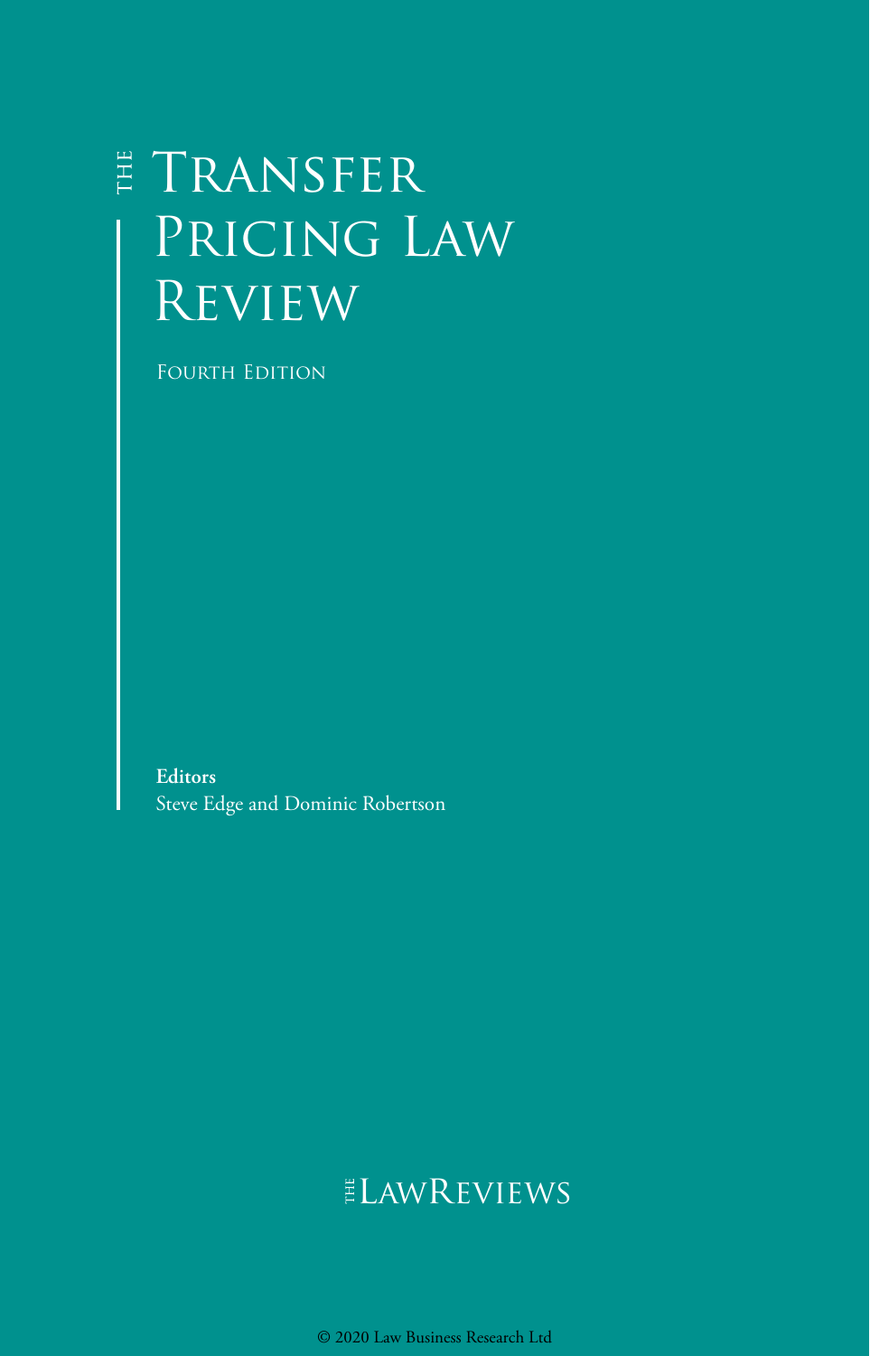# The Transfer Pricing Law Review

Fourth Edition

**Editors**

Steve Edge and Dominic Robertson

The Law Reviews

© 2020 Law Business Research Ltd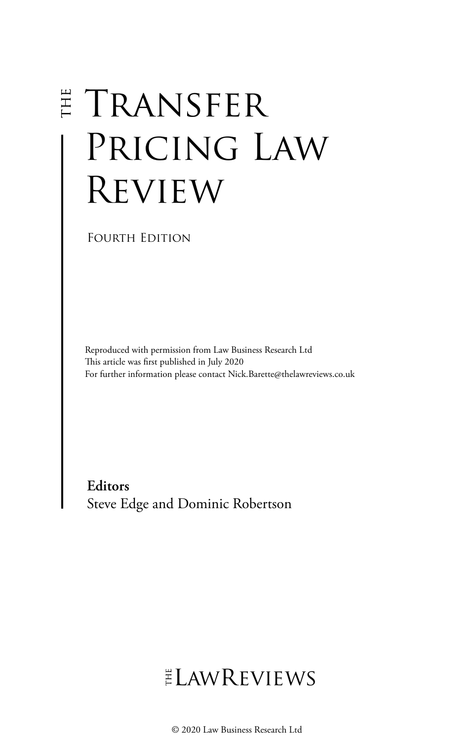# THE TRANSFER PRICING LAW REVIEW

FOURTH EDITION

Reproduced with permission from Law Business Research Ltd
This article was first published in July 2020
For further information please contact Nick.Barette@thelawreviews.co.uk

**Editors**
Steve Edge and Dominic Robertson

THE LAWREVIEWS

© 2020 Law Business Research Ltd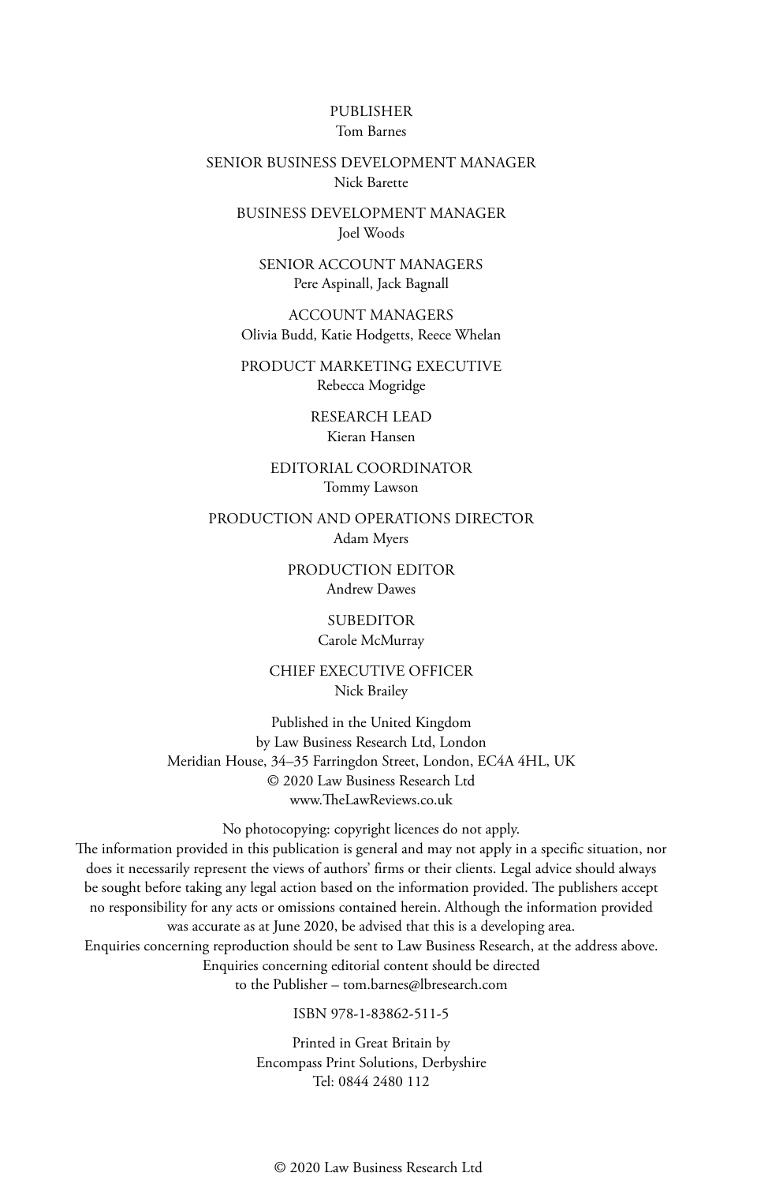PUBLISHER
Tom Barnes

SENIOR BUSINESS DEVELOPMENT MANAGER
Nick Barette

BUSINESS DEVELOPMENT MANAGER
Joel Woods

SENIOR ACCOUNT MANAGERS
Pere Aspinall, Jack Bagnall

ACCOUNT MANAGERS
Olivia Budd, Katie Hodgetts, Reece Whelan

PRODUCT MARKETING EXECUTIVE
Rebecca Mogridge

RESEARCH LEAD
Kieran Hansen

EDITORIAL COORDINATOR
Tommy Lawson

PRODUCTION AND OPERATIONS DIRECTOR
Adam Myers

PRODUCTION EDITOR
Andrew Dawes

SUBEDITOR
Carole McMurray

CHIEF EXECUTIVE OFFICER
Nick Brailey

Published in the United Kingdom
by Law Business Research Ltd, London
Meridian House, 34–35 Farringdon Street, London, EC4A 4HL, UK
© 2020 Law Business Research Ltd
www.TheLawReviews.co.uk

No photocopying: copyright licences do not apply.
The information provided in this publication is general and may not apply in a specific situation, nor does it necessarily represent the views of authors' firms or their clients. Legal advice should always be sought before taking any legal action based on the information provided. The publishers accept no responsibility for any acts or omissions contained herein. Although the information provided was accurate as at June 2020, be advised that this is a developing area.
Enquiries concerning reproduction should be sent to Law Business Research, at the address above.
Enquiries concerning editorial content should be directed
to the Publisher – tom.barnes@lbresearch.com

ISBN 978-1-83862-511-5

Printed in Great Britain by
Encompass Print Solutions, Derbyshire
Tel: 0844 2480 112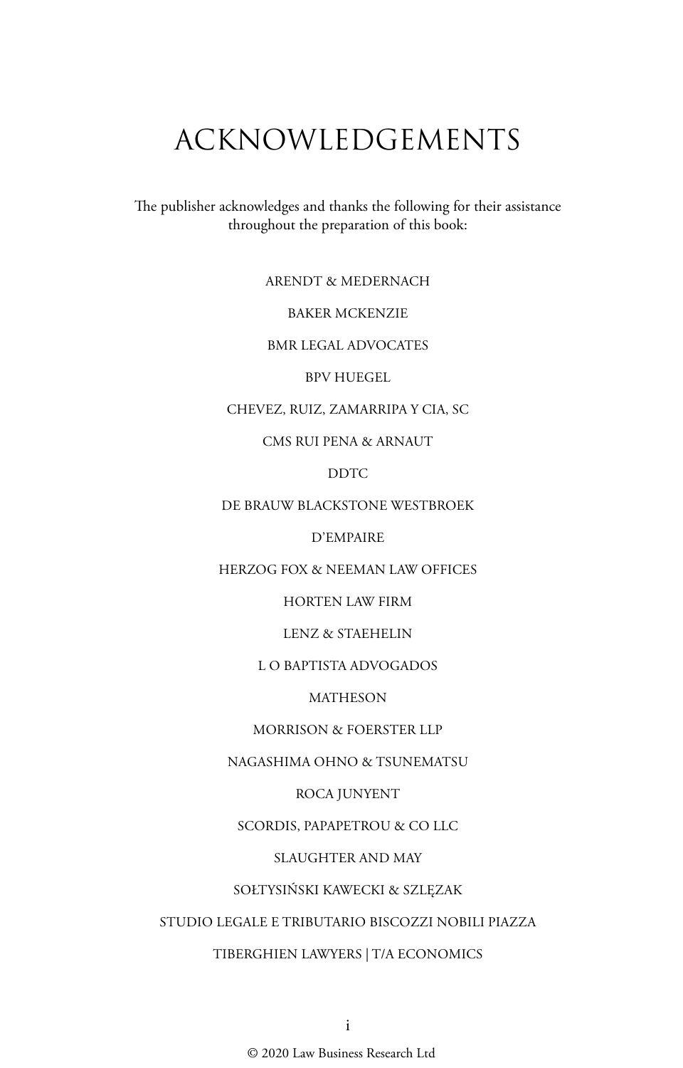# ACKNOWLEDGEMENTS

The publisher acknowledges and thanks the following for their assistance throughout the preparation of this book:

ARENDT & MEDERNACH

BAKER MCKENZIE

BMR LEGAL ADVOCATES

BPV HUEGEL

CHEVEZ, RUIZ, ZAMARRIPA Y CIA, SC

CMS RUI PENA & ARNAUT

DDTC

DE BRAUW BLACKSTONE WESTBROEK

D'EMPAIRE

HERZOG FOX & NEEMAN LAW OFFICES

HORTEN LAW FIRM

LENZ & STAEHELIN

L O BAPTISTA ADVOGADOS

MATHESON

MORRISON & FOERSTER LLP

NAGASHIMA OHNO & TSUNEMATSU

ROCA JUNYENT

SCORDIS, PAPAPETROU & CO LLC

SLAUGHTER AND MAY

SOŁTYSIŃSKI KAWECKI & SZLĘZAK

STUDIO LEGALE E TRIBUTARIO BISCOZZI NOBILI PIAZZA

TIBERGHIEN LAWYERS | T/A ECONOMICS

© 2020 Law Business Research Ltd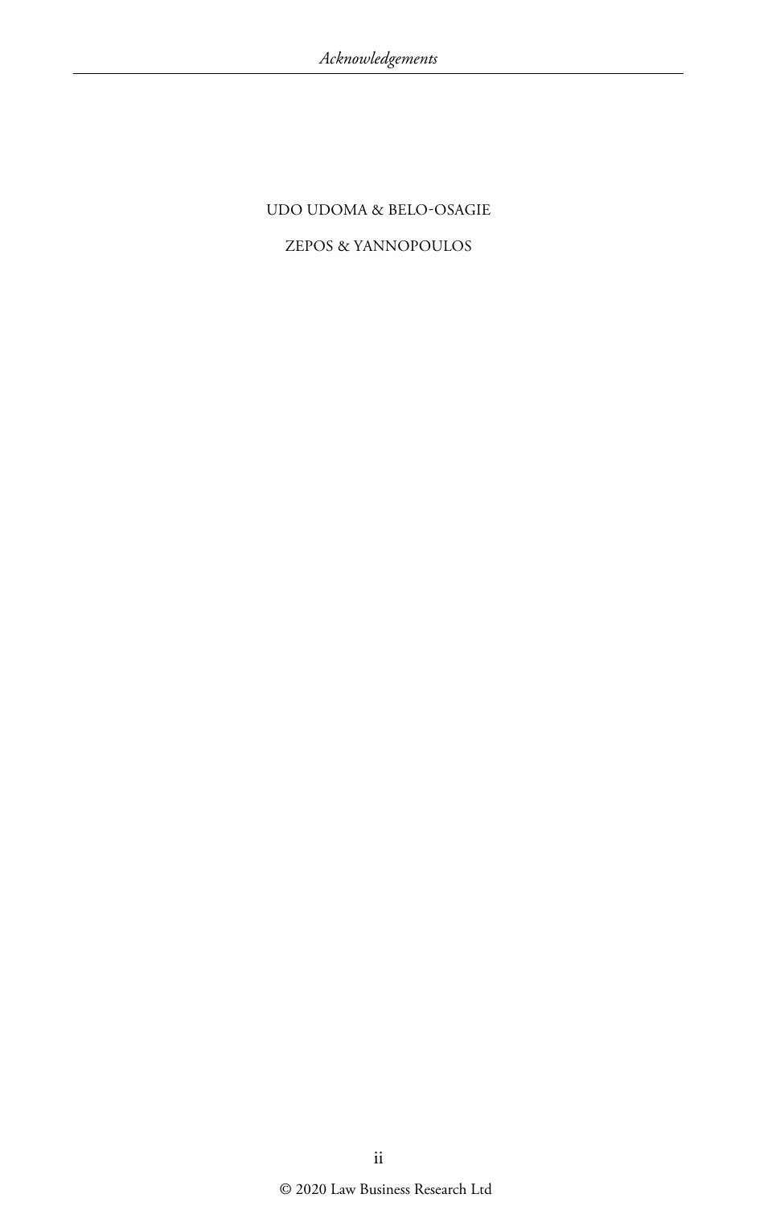UDO UDOMA & BELO-OSAGIE

ZEPOS & YANNOPOULOS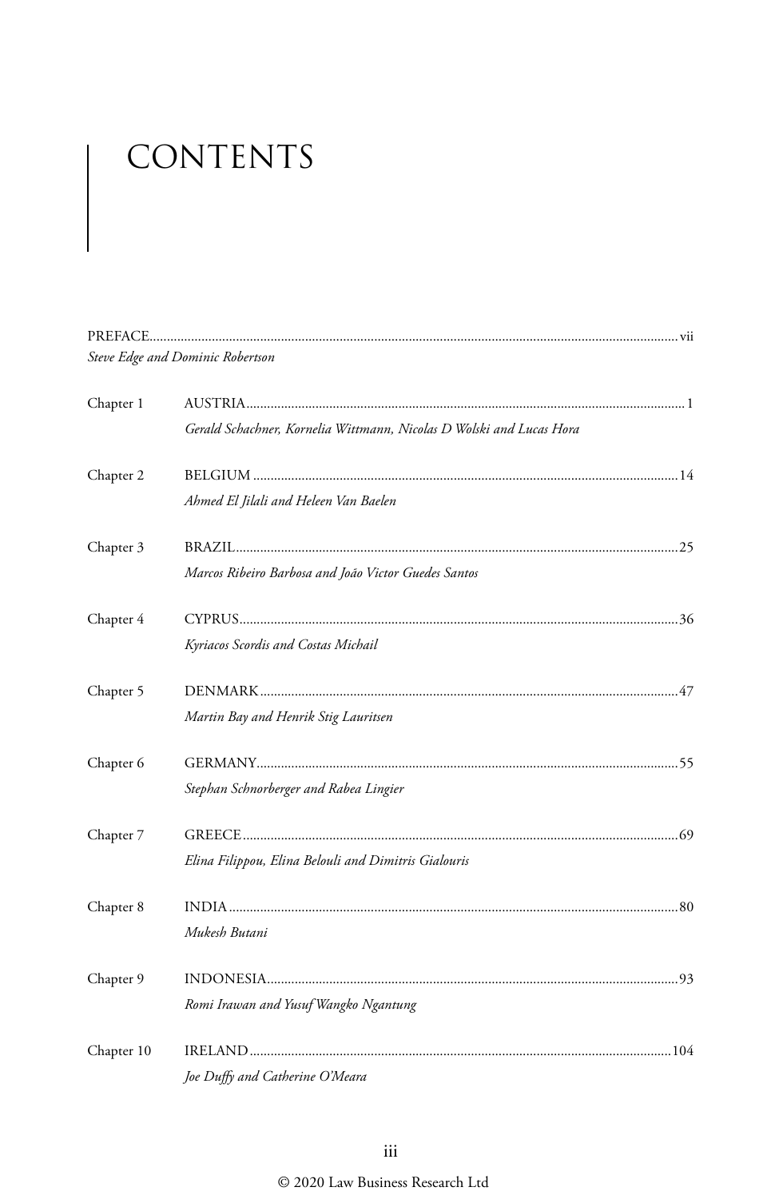# CONTENTS

PREFACE ........ vii
*Steve Edge and Dominic Robertson*

Chapter 1 AUSTRIA ........ 1
*Gerald Schachner, Kornelia Wittmann, Nicolas D Wolski and Lucas Hora*

Chapter 2 BELGIUM ........ 14
*Ahmed El Jilali and Heleen Van Baelen*

Chapter 3 BRAZIL ........ 25
*Marcos Ribeiro Barbosa and João Victor Guedes Santos*

Chapter 4 CYPRUS ........ 36
*Kyriacos Scordis and Costas Michail*

Chapter 5 DENMARK ........ 47
*Martin Bay and Henrik Stig Lauritsen*

Chapter 6 GERMANY ........ 55
*Stephan Schnorberger and Rabea Lingier*

Chapter 7 GREECE ........ 69
*Elina Filippou, Elina Belouli and Dimitris Gialouris*

Chapter 8 INDIA ........ 80
*Mukesh Butani*

Chapter 9 INDONESIA ........ 93
*Romi Irawan and Yusuf Wangko Ngantung*

Chapter 10 IRELAND ........ 104
*Joe Duffy and Catherine O'Meara*

© 2020 Law Business Research Ltd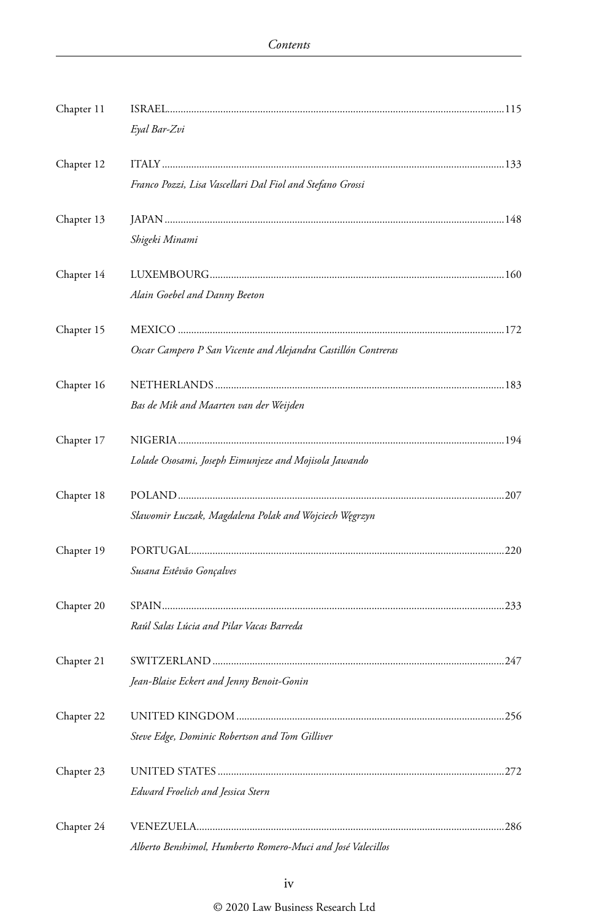| | | |
|---|---|---|
| Chapter 11 | ISRAEL<br>*Eyal Bar-Zvi* | 115 |
| Chapter 12 | ITALY<br>*Franco Pozzi, Lisa Vascellari Dal Fiol and Stefano Grossi* | 133 |
| Chapter 13 | JAPAN<br>*Shigeki Minami* | 148 |
| Chapter 14 | LUXEMBOURG<br>*Alain Goebel and Danny Beeton* | 160 |
| Chapter 15 | MEXICO<br>*Oscar Campero P San Vicente and Alejandra Castillón Contreras* | 172 |
| Chapter 16 | NETHERLANDS<br>*Bas de Mik and Maarten van der Weijden* | 183 |
| Chapter 17 | NIGERIA<br>*Lolade Ososami, Joseph Eimunjeze and Mojisola Jawando* | 194 |
| Chapter 18 | POLAND<br>*Sławomir Łuczak, Magdalena Polak and Wojciech Węgrzyn* | 207 |
| Chapter 19 | PORTUGAL<br>*Susana Estêvão Gonçalves* | 220 |
| Chapter 20 | SPAIN<br>*Raúl Salas Lúcia and Pilar Vacas Barreda* | 233 |
| Chapter 21 | SWITZERLAND<br>*Jean-Blaise Eckert and Jenny Benoit-Gonin* | 247 |
| Chapter 22 | UNITED KINGDOM<br>*Steve Edge, Dominic Robertson and Tom Gilliver* | 256 |
| Chapter 23 | UNITED STATES<br>*Edward Froelich and Jessica Stern* | 272 |
| Chapter 24 | VENEZUELA<br>*Alberto Benshimol, Humberto Romero-Muci and José Valecillos* | 286 |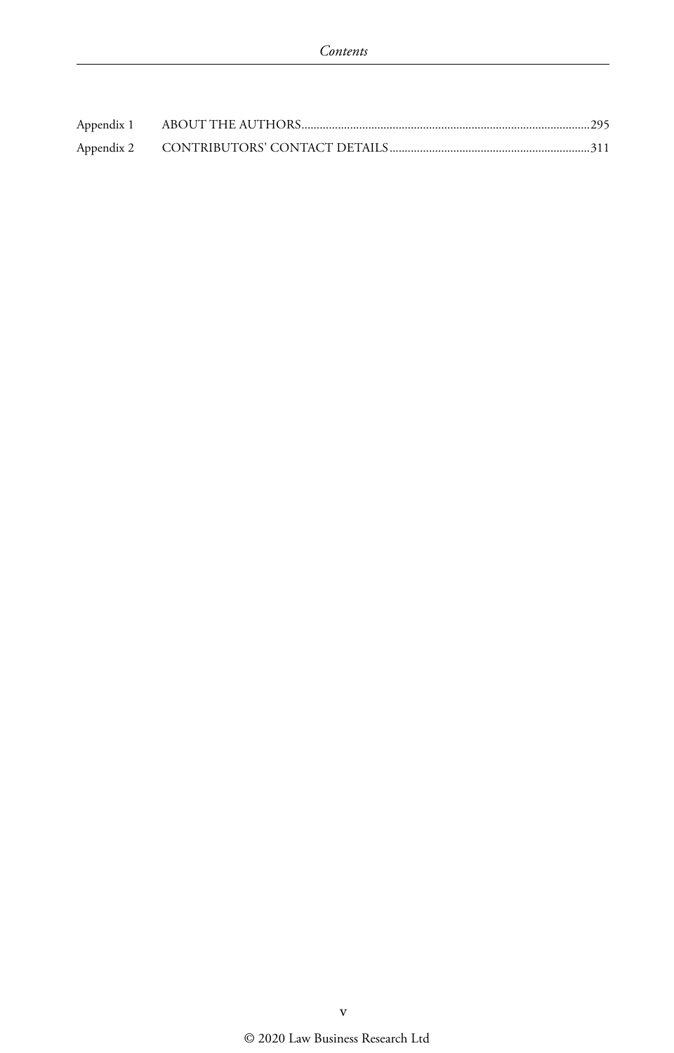| | | |
|---|---|---|
| Appendix 1 | ABOUT THE AUTHORS | 295 |
| Appendix 2 | CONTRIBUTORS' CONTACT DETAILS | 311 |

© 2020 Law Business Research Ltd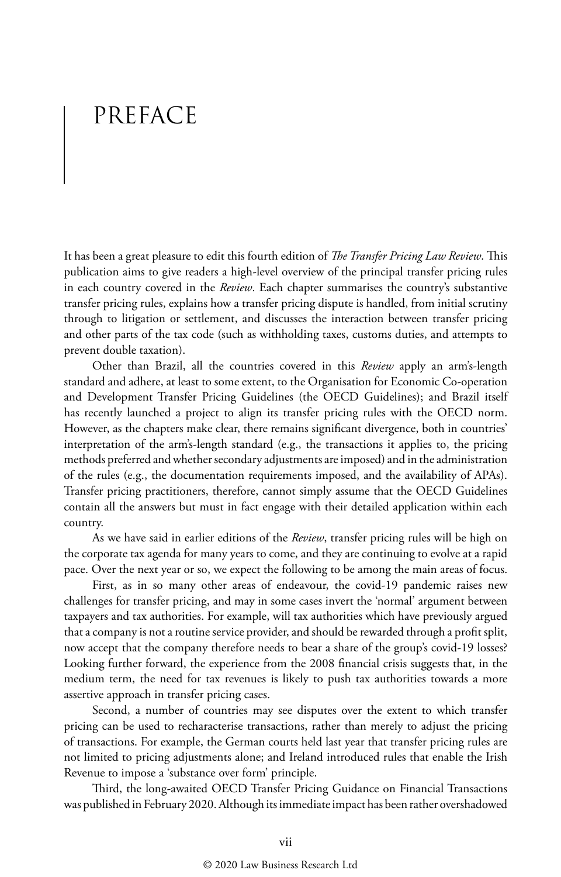# PREFACE

It has been a great pleasure to edit this fourth edition of *The Transfer Pricing Law Review*. This publication aims to give readers a high-level overview of the principal transfer pricing rules in each country covered in the *Review*. Each chapter summarises the country's substantive transfer pricing rules, explains how a transfer pricing dispute is handled, from initial scrutiny through to litigation or settlement, and discusses the interaction between transfer pricing and other parts of the tax code (such as withholding taxes, customs duties, and attempts to prevent double taxation).

Other than Brazil, all the countries covered in this *Review* apply an arm's-length standard and adhere, at least to some extent, to the Organisation for Economic Co-operation and Development Transfer Pricing Guidelines (the OECD Guidelines); and Brazil itself has recently launched a project to align its transfer pricing rules with the OECD norm. However, as the chapters make clear, there remains significant divergence, both in countries' interpretation of the arm's-length standard (e.g., the transactions it applies to, the pricing methods preferred and whether secondary adjustments are imposed) and in the administration of the rules (e.g., the documentation requirements imposed, and the availability of APAs). Transfer pricing practitioners, therefore, cannot simply assume that the OECD Guidelines contain all the answers but must in fact engage with their detailed application within each country.

As we have said in earlier editions of the *Review*, transfer pricing rules will be high on the corporate tax agenda for many years to come, and they are continuing to evolve at a rapid pace. Over the next year or so, we expect the following to be among the main areas of focus.

First, as in so many other areas of endeavour, the covid-19 pandemic raises new challenges for transfer pricing, and may in some cases invert the 'normal' argument between taxpayers and tax authorities. For example, will tax authorities which have previously argued that a company is not a routine service provider, and should be rewarded through a profit split, now accept that the company therefore needs to bear a share of the group's covid-19 losses? Looking further forward, the experience from the 2008 financial crisis suggests that, in the medium term, the need for tax revenues is likely to push tax authorities towards a more assertive approach in transfer pricing cases.

Second, a number of countries may see disputes over the extent to which transfer pricing can be used to recharacterise transactions, rather than merely to adjust the pricing of transactions. For example, the German courts held last year that transfer pricing rules are not limited to pricing adjustments alone; and Ireland introduced rules that enable the Irish Revenue to impose a 'substance over form' principle.

Third, the long-awaited OECD Transfer Pricing Guidance on Financial Transactions was published in February 2020. Although its immediate impact has been rather overshadowed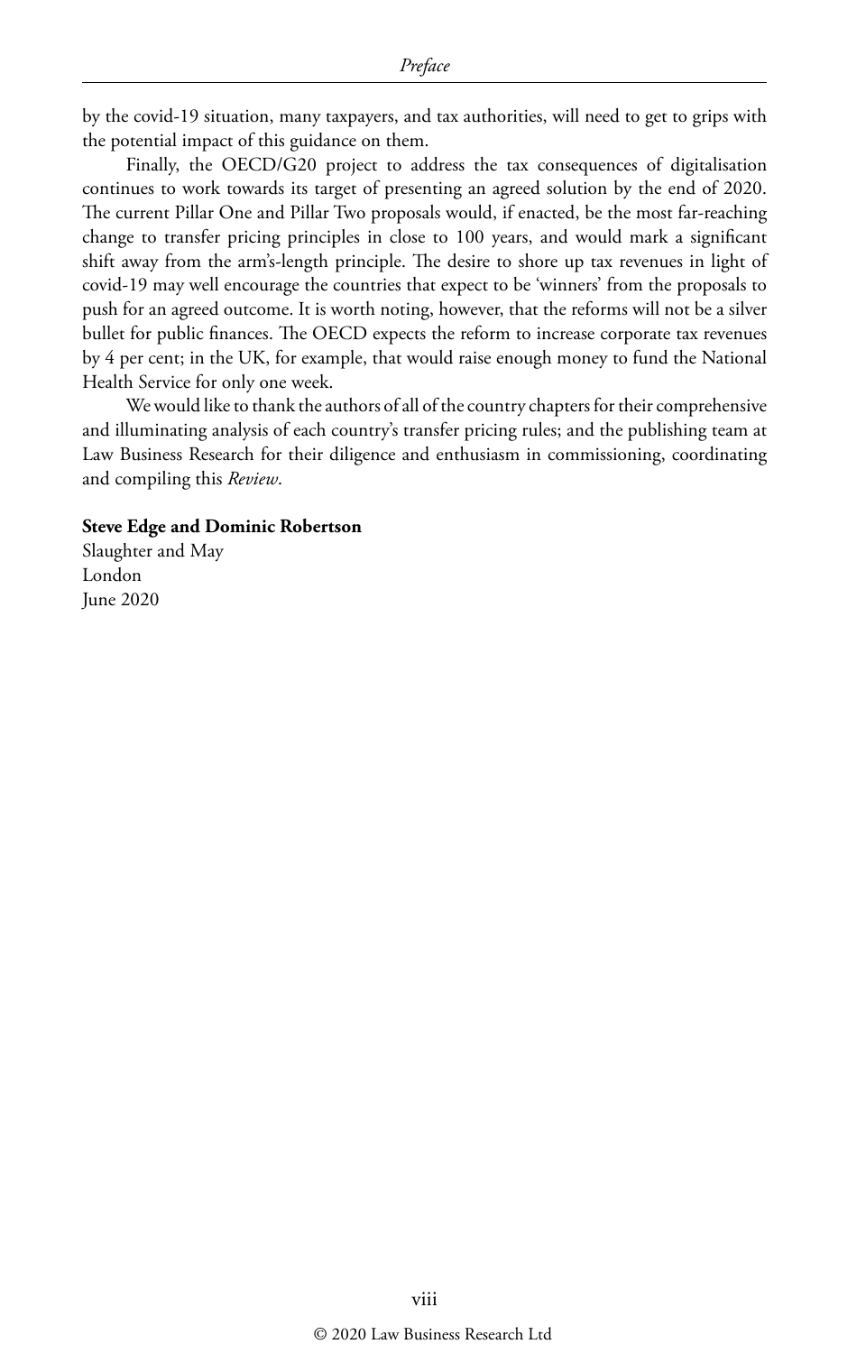by the covid-19 situation, many taxpayers, and tax authorities, will need to get to grips with the potential impact of this guidance on them.

Finally, the OECD/G20 project to address the tax consequences of digitalisation continues to work towards its target of presenting an agreed solution by the end of 2020. The current Pillar One and Pillar Two proposals would, if enacted, be the most far-reaching change to transfer pricing principles in close to 100 years, and would mark a significant shift away from the arm's-length principle. The desire to shore up tax revenues in light of covid-19 may well encourage the countries that expect to be 'winners' from the proposals to push for an agreed outcome. It is worth noting, however, that the reforms will not be a silver bullet for public finances. The OECD expects the reform to increase corporate tax revenues by 4 per cent; in the UK, for example, that would raise enough money to fund the National Health Service for only one week.

We would like to thank the authors of all of the country chapters for their comprehensive and illuminating analysis of each country's transfer pricing rules; and the publishing team at Law Business Research for their diligence and enthusiasm in commissioning, coordinating and compiling this *Review*.

**Steve Edge and Dominic Robertson**
Slaughter and May
London
June 2020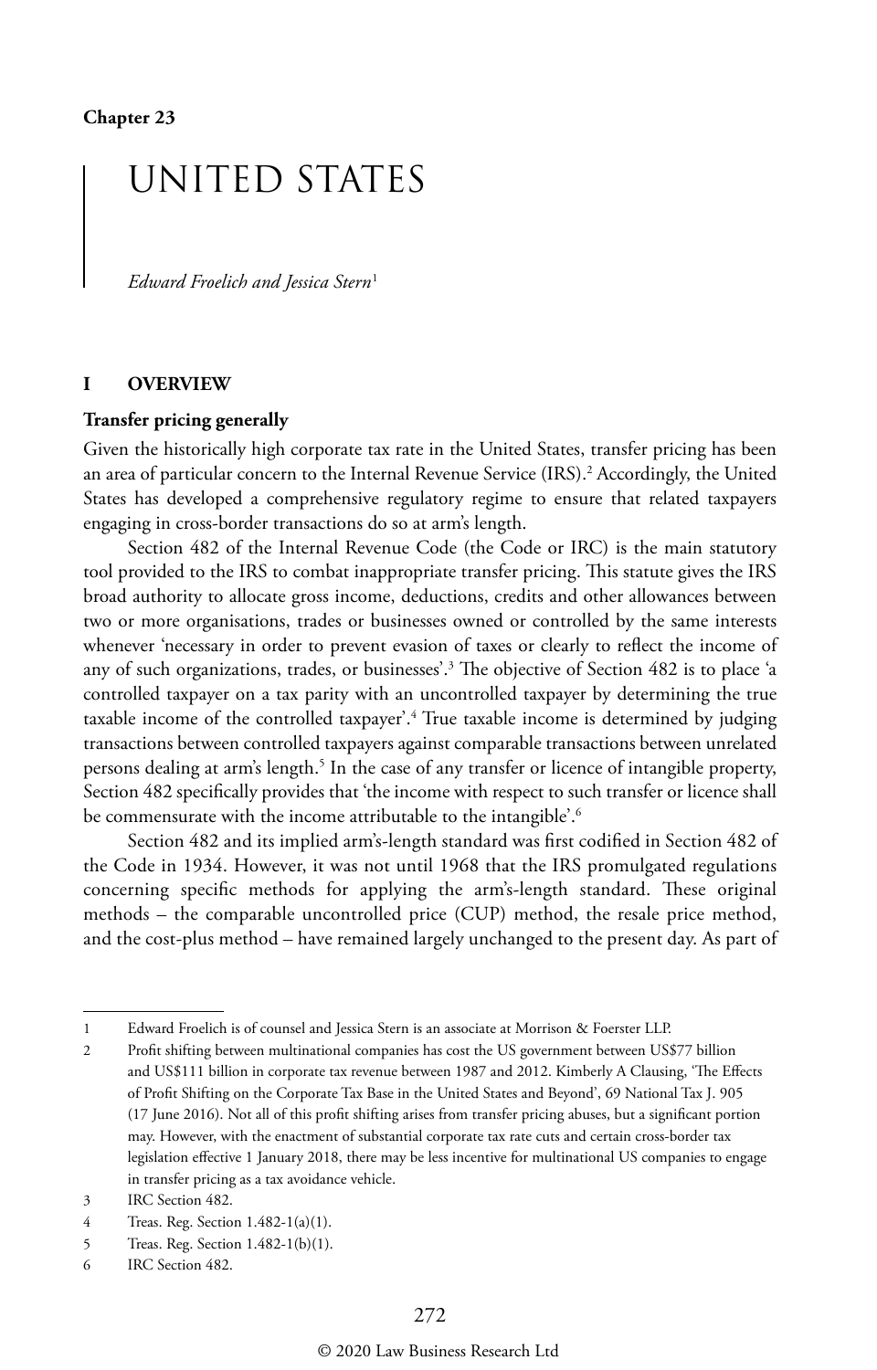**Chapter 23**

# UNITED STATES

*Edward Froelich and Jessica Stern*[1]

## I OVERVIEW

### Transfer pricing generally

Given the historically high corporate tax rate in the United States, transfer pricing has been an area of particular concern to the Internal Revenue Service (IRS).[2] Accordingly, the United States has developed a comprehensive regulatory regime to ensure that related taxpayers engaging in cross-border transactions do so at arm's length.

Section 482 of the Internal Revenue Code (the Code or IRC) is the main statutory tool provided to the IRS to combat inappropriate transfer pricing. This statute gives the IRS broad authority to allocate gross income, deductions, credits and other allowances between two or more organisations, trades or businesses owned or controlled by the same interests whenever 'necessary in order to prevent evasion of taxes or clearly to reflect the income of any of such organizations, trades, or businesses'.[3] The objective of Section 482 is to place 'a controlled taxpayer on a tax parity with an uncontrolled taxpayer by determining the true taxable income of the controlled taxpayer'.[4] True taxable income is determined by judging transactions between controlled taxpayers against comparable transactions between unrelated persons dealing at arm's length.[5] In the case of any transfer or licence of intangible property, Section 482 specifically provides that 'the income with respect to such transfer or licence shall be commensurate with the income attributable to the intangible'.[6]

Section 482 and its implied arm's-length standard was first codified in Section 482 of the Code in 1934. However, it was not until 1968 that the IRS promulgated regulations concerning specific methods for applying the arm's-length standard. These original methods – the comparable uncontrolled price (CUP) method, the resale price method, and the cost-plus method – have remained largely unchanged to the present day. As part of

---

1 Edward Froelich is of counsel and Jessica Stern is an associate at Morrison & Foerster LLP.

2 Profit shifting between multinational companies has cost the US government between US$77 billion and US$111 billion in corporate tax revenue between 1987 and 2012. Kimberly A Clausing, 'The Effects of Profit Shifting on the Corporate Tax Base in the United States and Beyond', 69 National Tax J. 905 (17 June 2016). Not all of this profit shifting arises from transfer pricing abuses, but a significant portion may. However, with the enactment of substantial corporate tax rate cuts and certain cross-border tax legislation effective 1 January 2018, there may be less incentive for multinational US companies to engage in transfer pricing as a tax avoidance vehicle.

3 IRC Section 482.

4 Treas. Reg. Section 1.482-1(a)(1).

5 Treas. Reg. Section 1.482-1(b)(1).

6 IRC Section 482.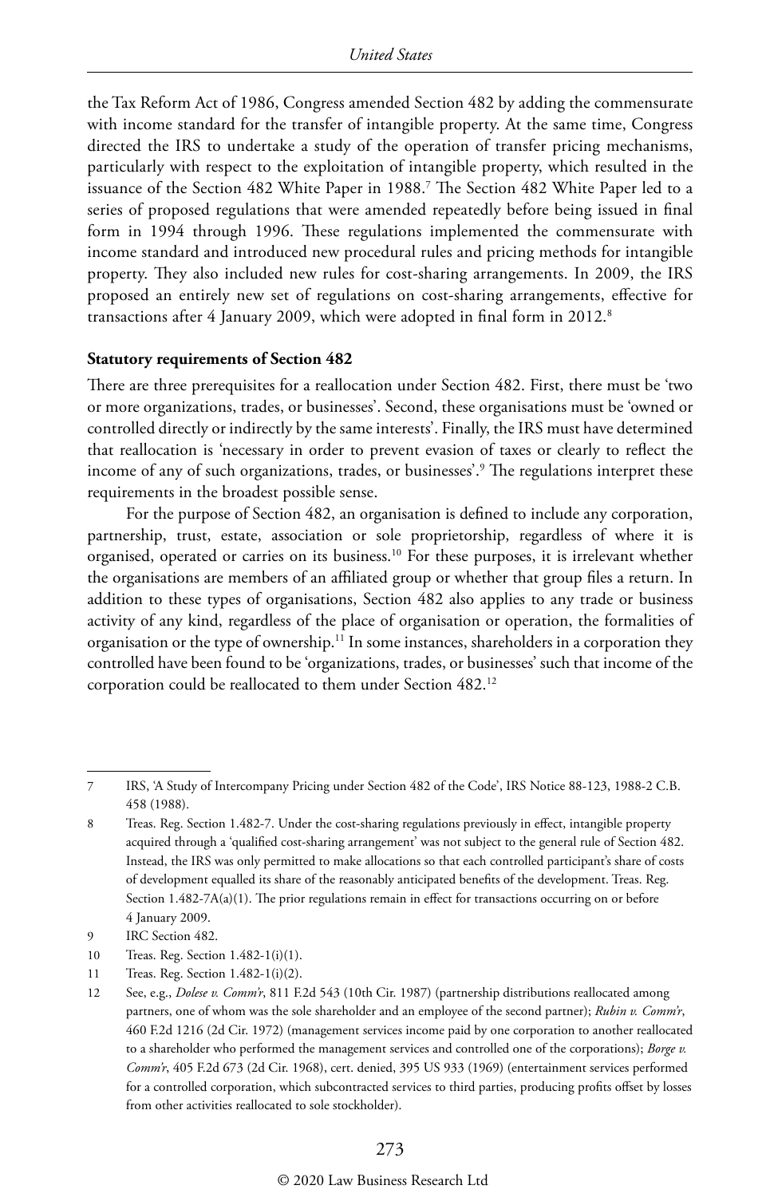the Tax Reform Act of 1986, Congress amended Section 482 by adding the commensurate with income standard for the transfer of intangible property. At the same time, Congress directed the IRS to undertake a study of the operation of transfer pricing mechanisms, particularly with respect to the exploitation of intangible property, which resulted in the issuance of the Section 482 White Paper in 1988.[7] The Section 482 White Paper led to a series of proposed regulations that were amended repeatedly before being issued in final form in 1994 through 1996. These regulations implemented the commensurate with income standard and introduced new procedural rules and pricing methods for intangible property. They also included new rules for cost-sharing arrangements. In 2009, the IRS proposed an entirely new set of regulations on cost-sharing arrangements, effective for transactions after 4 January 2009, which were adopted in final form in 2012.[8]

**Statutory requirements of Section 482**

There are three prerequisites for a reallocation under Section 482. First, there must be 'two or more organizations, trades, or businesses'. Second, these organisations must be 'owned or controlled directly or indirectly by the same interests'. Finally, the IRS must have determined that reallocation is 'necessary in order to prevent evasion of taxes or clearly to reflect the income of any of such organizations, trades, or businesses'.[9] The regulations interpret these requirements in the broadest possible sense.

For the purpose of Section 482, an organisation is defined to include any corporation, partnership, trust, estate, association or sole proprietorship, regardless of where it is organised, operated or carries on its business.[10] For these purposes, it is irrelevant whether the organisations are members of an affiliated group or whether that group files a return. In addition to these types of organisations, Section 482 also applies to any trade or business activity of any kind, regardless of the place of organisation or operation, the formalities of organisation or the type of ownership.[11] In some instances, shareholders in a corporation they controlled have been found to be 'organizations, trades, or businesses' such that income of the corporation could be reallocated to them under Section 482.[12]

---

7 IRS, 'A Study of Intercompany Pricing under Section 482 of the Code', IRS Notice 88-123, 1988-2 C.B. 458 (1988).

8 Treas. Reg. Section 1.482-7. Under the cost-sharing regulations previously in effect, intangible property acquired through a 'qualified cost-sharing arrangement' was not subject to the general rule of Section 482. Instead, the IRS was only permitted to make allocations so that each controlled participant's share of costs of development equalled its share of the reasonably anticipated benefits of the development. Treas. Reg. Section 1.482-7A(a)(1). The prior regulations remain in effect for transactions occurring on or before 4 January 2009.

9 IRC Section 482.

10 Treas. Reg. Section 1.482-1(i)(1).

11 Treas. Reg. Section 1.482-1(i)(2).

12 See, e.g., *Dolese v. Comm'r*, 811 F.2d 543 (10th Cir. 1987) (partnership distributions reallocated among partners, one of whom was the sole shareholder and an employee of the second partner); *Rubin v. Comm'r*, 460 F.2d 1216 (2d Cir. 1972) (management services income paid by one corporation to another reallocated to a shareholder who performed the management services and controlled one of the corporations); *Borge v. Comm'r*, 405 F.2d 673 (2d Cir. 1968), cert. denied, 395 US 933 (1969) (entertainment services performed for a controlled corporation, which subcontracted services to third parties, producing profits offset by losses from other activities reallocated to sole stockholder).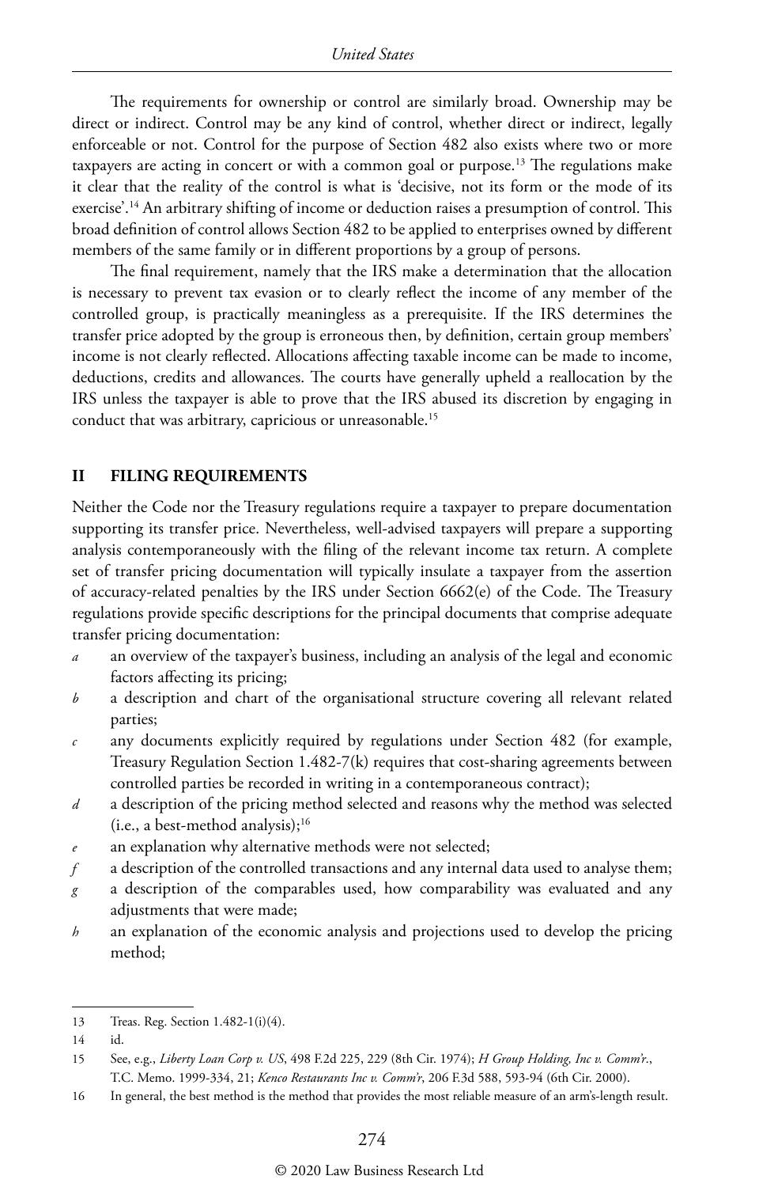The requirements for ownership or control are similarly broad. Ownership may be direct or indirect. Control may be any kind of control, whether direct or indirect, legally enforceable or not. Control for the purpose of Section 482 also exists where two or more taxpayers are acting in concert or with a common goal or purpose.[13] The regulations make it clear that the reality of the control is what is 'decisive, not its form or the mode of its exercise'.[14] An arbitrary shifting of income or deduction raises a presumption of control. This broad definition of control allows Section 482 to be applied to enterprises owned by different members of the same family or in different proportions by a group of persons.

The final requirement, namely that the IRS make a determination that the allocation is necessary to prevent tax evasion or to clearly reflect the income of any member of the controlled group, is practically meaningless as a prerequisite. If the IRS determines the transfer price adopted by the group is erroneous then, by definition, certain group members' income is not clearly reflected. Allocations affecting taxable income can be made to income, deductions, credits and allowances. The courts have generally upheld a reallocation by the IRS unless the taxpayer is able to prove that the IRS abused its discretion by engaging in conduct that was arbitrary, capricious or unreasonable.[15]

## II FILING REQUIREMENTS

Neither the Code nor the Treasury regulations require a taxpayer to prepare documentation supporting its transfer price. Nevertheless, well-advised taxpayers will prepare a supporting analysis contemporaneously with the filing of the relevant income tax return. A complete set of transfer pricing documentation will typically insulate a taxpayer from the assertion of accuracy-related penalties by the IRS under Section 6662(e) of the Code. The Treasury regulations provide specific descriptions for the principal documents that comprise adequate transfer pricing documentation:

*a* an overview of the taxpayer's business, including an analysis of the legal and economic factors affecting its pricing;

*b* a description and chart of the organisational structure covering all relevant related parties;

*c* any documents explicitly required by regulations under Section 482 (for example, Treasury Regulation Section 1.482-7(k) requires that cost-sharing agreements between controlled parties be recorded in writing in a contemporaneous contract);

*d* a description of the pricing method selected and reasons why the method was selected (i.e., a best-method analysis);[16]

*e* an explanation why alternative methods were not selected;

*f* a description of the controlled transactions and any internal data used to analyse them;

*g* a description of the comparables used, how comparability was evaluated and any adjustments that were made;

*h* an explanation of the economic analysis and projections used to develop the pricing method;

---

13 Treas. Reg. Section 1.482-1(i)(4).

14 id.

15 See, e.g., *Liberty Loan Corp v. US*, 498 F.2d 225, 229 (8th Cir. 1974); *H Group Holding, Inc v. Comm'r.*, T.C. Memo. 1999-334, 21; *Kenco Restaurants Inc v. Comm'r*, 206 F.3d 588, 593-94 (6th Cir. 2000).

16 In general, the best method is the method that provides the most reliable measure of an arm's-length result.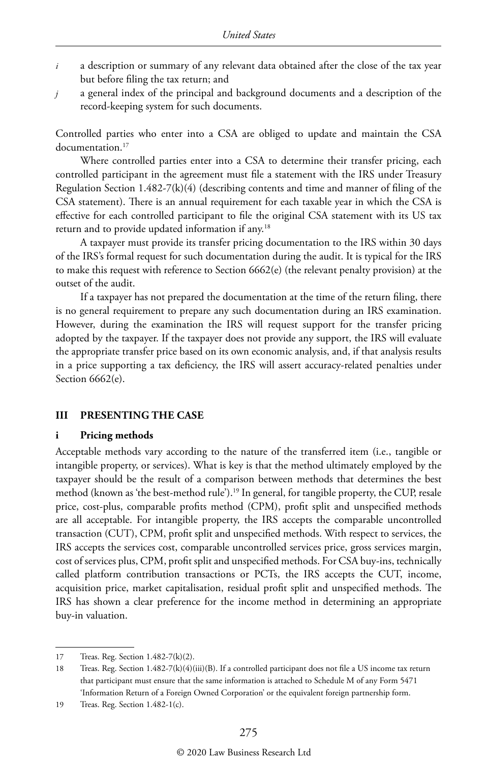*i* a description or summary of any relevant data obtained after the close of the tax year but before filing the tax return; and

*j* a general index of the principal and background documents and a description of the record-keeping system for such documents.

Controlled parties who enter into a CSA are obliged to update and maintain the CSA documentation.[17]

Where controlled parties enter into a CSA to determine their transfer pricing, each controlled participant in the agreement must file a statement with the IRS under Treasury Regulation Section 1.482-7(k)(4) (describing contents and time and manner of filing of the CSA statement). There is an annual requirement for each taxable year in which the CSA is effective for each controlled participant to file the original CSA statement with its US tax return and to provide updated information if any.[18]

A taxpayer must provide its transfer pricing documentation to the IRS within 30 days of the IRS's formal request for such documentation during the audit. It is typical for the IRS to make this request with reference to Section 6662(e) (the relevant penalty provision) at the outset of the audit.

If a taxpayer has not prepared the documentation at the time of the return filing, there is no general requirement to prepare any such documentation during an IRS examination. However, during the examination the IRS will request support for the transfer pricing adopted by the taxpayer. If the taxpayer does not provide any support, the IRS will evaluate the appropriate transfer price based on its own economic analysis, and, if that analysis results in a price supporting a tax deficiency, the IRS will assert accuracy-related penalties under Section 6662(e).

## III PRESENTING THE CASE

### i Pricing methods

Acceptable methods vary according to the nature of the transferred item (i.e., tangible or intangible property, or services). What is key is that the method ultimately employed by the taxpayer should be the result of a comparison between methods that determines the best method (known as 'the best-method rule').[19] In general, for tangible property, the CUP, resale price, cost-plus, comparable profits method (CPM), profit split and unspecified methods are all acceptable. For intangible property, the IRS accepts the comparable uncontrolled transaction (CUT), CPM, profit split and unspecified methods. With respect to services, the IRS accepts the services cost, comparable uncontrolled services price, gross services margin, cost of services plus, CPM, profit split and unspecified methods. For CSA buy-ins, technically called platform contribution transactions or PCTs, the IRS accepts the CUT, income, acquisition price, market capitalisation, residual profit split and unspecified methods. The IRS has shown a clear preference for the income method in determining an appropriate buy-in valuation.

---

17 Treas. Reg. Section 1.482-7(k)(2).

18 Treas. Reg. Section 1.482-7(k)(4)(iii)(B). If a controlled participant does not file a US income tax return that participant must ensure that the same information is attached to Schedule M of any Form 5471 'Information Return of a Foreign Owned Corporation' or the equivalent foreign partnership form.

19 Treas. Reg. Section 1.482-1(c).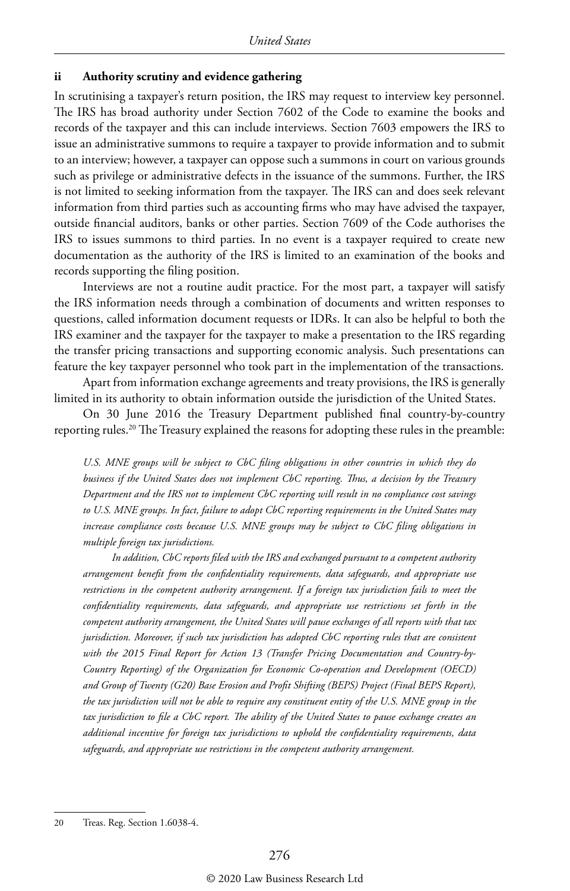### ii Authority scrutiny and evidence gathering

In scrutinising a taxpayer's return position, the IRS may request to interview key personnel. The IRS has broad authority under Section 7602 of the Code to examine the books and records of the taxpayer and this can include interviews. Section 7603 empowers the IRS to issue an administrative summons to require a taxpayer to provide information and to submit to an interview; however, a taxpayer can oppose such a summons in court on various grounds such as privilege or administrative defects in the issuance of the summons. Further, the IRS is not limited to seeking information from the taxpayer. The IRS can and does seek relevant information from third parties such as accounting firms who may have advised the taxpayer, outside financial auditors, banks or other parties. Section 7609 of the Code authorises the IRS to issues summons to third parties. In no event is a taxpayer required to create new documentation as the authority of the IRS is limited to an examination of the books and records supporting the filing position.

Interviews are not a routine audit practice. For the most part, a taxpayer will satisfy the IRS information needs through a combination of documents and written responses to questions, called information document requests or IDRs. It can also be helpful to both the IRS examiner and the taxpayer for the taxpayer to make a presentation to the IRS regarding the transfer pricing transactions and supporting economic analysis. Such presentations can feature the key taxpayer personnel who took part in the implementation of the transactions.

Apart from information exchange agreements and treaty provisions, the IRS is generally limited in its authority to obtain information outside the jurisdiction of the United States.

On 30 June 2016 the Treasury Department published final country-by-country reporting rules.[20] The Treasury explained the reasons for adopting these rules in the preamble:

> *U.S. MNE groups will be subject to CbC filing obligations in other countries in which they do business if the United States does not implement CbC reporting. Thus, a decision by the Treasury Department and the IRS not to implement CbC reporting will result in no compliance cost savings to U.S. MNE groups. In fact, failure to adopt CbC reporting requirements in the United States may increase compliance costs because U.S. MNE groups may be subject to CbC filing obligations in multiple foreign tax jurisdictions.*
>
> *In addition, CbC reports filed with the IRS and exchanged pursuant to a competent authority arrangement benefit from the confidentiality requirements, data safeguards, and appropriate use restrictions in the competent authority arrangement. If a foreign tax jurisdiction fails to meet the confidentiality requirements, data safeguards, and appropriate use restrictions set forth in the competent authority arrangement, the United States will pause exchanges of all reports with that tax jurisdiction. Moreover, if such tax jurisdiction has adopted CbC reporting rules that are consistent with the 2015 Final Report for Action 13 (Transfer Pricing Documentation and Country-by-Country Reporting) of the Organization for Economic Co-operation and Development (OECD) and Group of Twenty (G20) Base Erosion and Profit Shifting (BEPS) Project (Final BEPS Report), the tax jurisdiction will not be able to require any constituent entity of the U.S. MNE group in the tax jurisdiction to file a CbC report. The ability of the United States to pause exchange creates an additional incentive for foreign tax jurisdictions to uphold the confidentiality requirements, data safeguards, and appropriate use restrictions in the competent authority arrangement.*

20 Treas. Reg. Section 1.6038-4.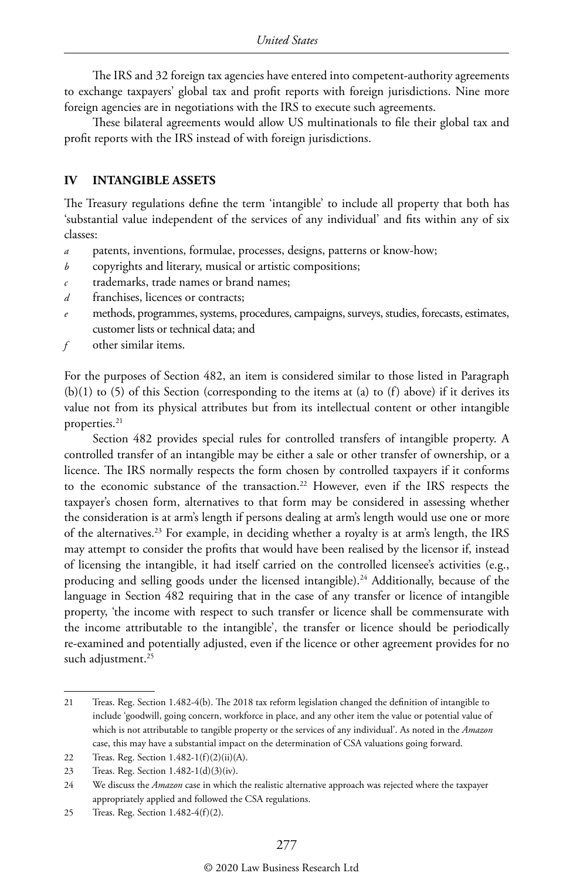The IRS and 32 foreign tax agencies have entered into competent-authority agreements to exchange taxpayers' global tax and profit reports with foreign jurisdictions. Nine more foreign agencies are in negotiations with the IRS to execute such agreements.

These bilateral agreements would allow US multinationals to file their global tax and profit reports with the IRS instead of with foreign jurisdictions.

## IV INTANGIBLE ASSETS

The Treasury regulations define the term 'intangible' to include all property that both has 'substantial value independent of the services of any individual' and fits within any of six classes:

*a* patents, inventions, formulae, processes, designs, patterns or know-how;

*b* copyrights and literary, musical or artistic compositions;

*c* trademarks, trade names or brand names;

*d* franchises, licences or contracts;

*e* methods, programmes, systems, procedures, campaigns, surveys, studies, forecasts, estimates, customer lists or technical data; and

*f* other similar items.

For the purposes of Section 482, an item is considered similar to those listed in Paragraph (b)(1) to (5) of this Section (corresponding to the items at (a) to (f) above) if it derives its value not from its physical attributes but from its intellectual content or other intangible properties.[21]

Section 482 provides special rules for controlled transfers of intangible property. A controlled transfer of an intangible may be either a sale or other transfer of ownership, or a licence. The IRS normally respects the form chosen by controlled taxpayers if it conforms to the economic substance of the transaction.[22] However, even if the IRS respects the taxpayer's chosen form, alternatives to that form may be considered in assessing whether the consideration is at arm's length if persons dealing at arm's length would use one or more of the alternatives.[23] For example, in deciding whether a royalty is at arm's length, the IRS may attempt to consider the profits that would have been realised by the licensor if, instead of licensing the intangible, it had itself carried on the controlled licensee's activities (e.g., producing and selling goods under the licensed intangible).[24] Additionally, because of the language in Section 482 requiring that in the case of any transfer or licence of intangible property, 'the income with respect to such transfer or licence shall be commensurate with the income attributable to the intangible', the transfer or licence should be periodically re-examined and potentially adjusted, even if the licence or other agreement provides for no such adjustment.[25]

---

21 Treas. Reg. Section 1.482-4(b). The 2018 tax reform legislation changed the definition of intangible to include 'goodwill, going concern, workforce in place, and any other item the value or potential value of which is not attributable to tangible property or the services of any individual'. As noted in the *Amazon* case, this may have a substantial impact on the determination of CSA valuations going forward.

22 Treas. Reg. Section 1.482-1(f)(2)(ii)(A).

23 Treas. Reg. Section 1.482-1(d)(3)(iv).

24 We discuss the *Amazon* case in which the realistic alternative approach was rejected where the taxpayer appropriately applied and followed the CSA regulations.

25 Treas. Reg. Section 1.482-4(f)(2).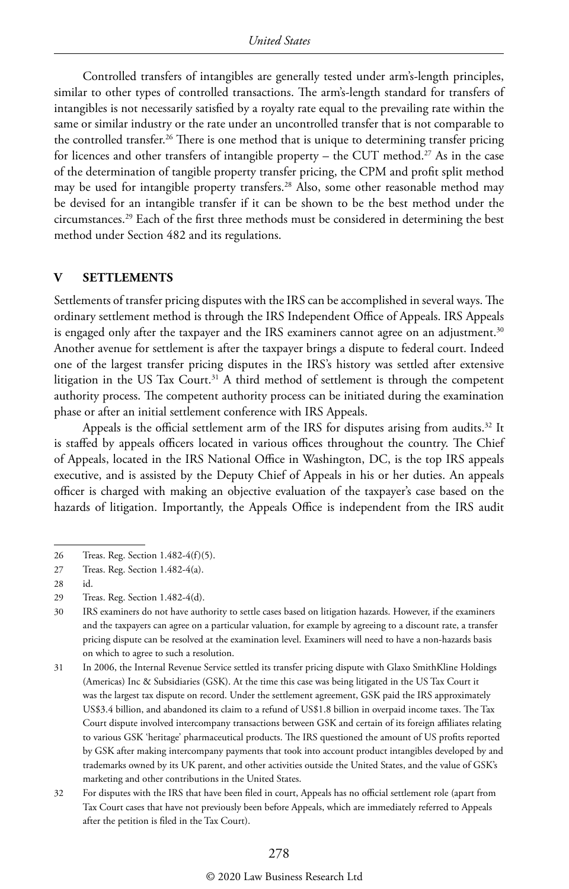Controlled transfers of intangibles are generally tested under arm's-length principles, similar to other types of controlled transactions. The arm's-length standard for transfers of intangibles is not necessarily satisfied by a royalty rate equal to the prevailing rate within the same or similar industry or the rate under an uncontrolled transfer that is not comparable to the controlled transfer.[26] There is one method that is unique to determining transfer pricing for licences and other transfers of intangible property – the CUT method.[27] As in the case of the determination of tangible property transfer pricing, the CPM and profit split method may be used for intangible property transfers.[28] Also, some other reasonable method may be devised for an intangible transfer if it can be shown to be the best method under the circumstances.[29] Each of the first three methods must be considered in determining the best method under Section 482 and its regulations.

## V SETTLEMENTS

Settlements of transfer pricing disputes with the IRS can be accomplished in several ways. The ordinary settlement method is through the IRS Independent Office of Appeals. IRS Appeals is engaged only after the taxpayer and the IRS examiners cannot agree on an adjustment.[30] Another avenue for settlement is after the taxpayer brings a dispute to federal court. Indeed one of the largest transfer pricing disputes in the IRS's history was settled after extensive litigation in the US Tax Court.[31] A third method of settlement is through the competent authority process. The competent authority process can be initiated during the examination phase or after an initial settlement conference with IRS Appeals.

Appeals is the official settlement arm of the IRS for disputes arising from audits.[32] It is staffed by appeals officers located in various offices throughout the country. The Chief of Appeals, located in the IRS National Office in Washington, DC, is the top IRS appeals executive, and is assisted by the Deputy Chief of Appeals in his or her duties. An appeals officer is charged with making an objective evaluation of the taxpayer's case based on the hazards of litigation. Importantly, the Appeals Office is independent from the IRS audit

---

26 Treas. Reg. Section 1.482-4(f)(5).

27 Treas. Reg. Section 1.482-4(a).

28 id.

29 Treas. Reg. Section 1.482-4(d).

30 IRS examiners do not have authority to settle cases based on litigation hazards. However, if the examiners and the taxpayers can agree on a particular valuation, for example by agreeing to a discount rate, a transfer pricing dispute can be resolved at the examination level. Examiners will need to have a non-hazards basis on which to agree to such a resolution.

31 In 2006, the Internal Revenue Service settled its transfer pricing dispute with Glaxo SmithKline Holdings (Americas) Inc & Subsidiaries (GSK). At the time this case was being litigated in the US Tax Court it was the largest tax dispute on record. Under the settlement agreement, GSK paid the IRS approximately US$3.4 billion, and abandoned its claim to a refund of US$1.8 billion in overpaid income taxes. The Tax Court dispute involved intercompany transactions between GSK and certain of its foreign affiliates relating to various GSK 'heritage' pharmaceutical products. The IRS questioned the amount of US profits reported by GSK after making intercompany payments that took into account product intangibles developed by and trademarks owned by its UK parent, and other activities outside the United States, and the value of GSK's marketing and other contributions in the United States.

32 For disputes with the IRS that have been filed in court, Appeals has no official settlement role (apart from Tax Court cases that have not previously been before Appeals, which are immediately referred to Appeals after the petition is filed in the Tax Court).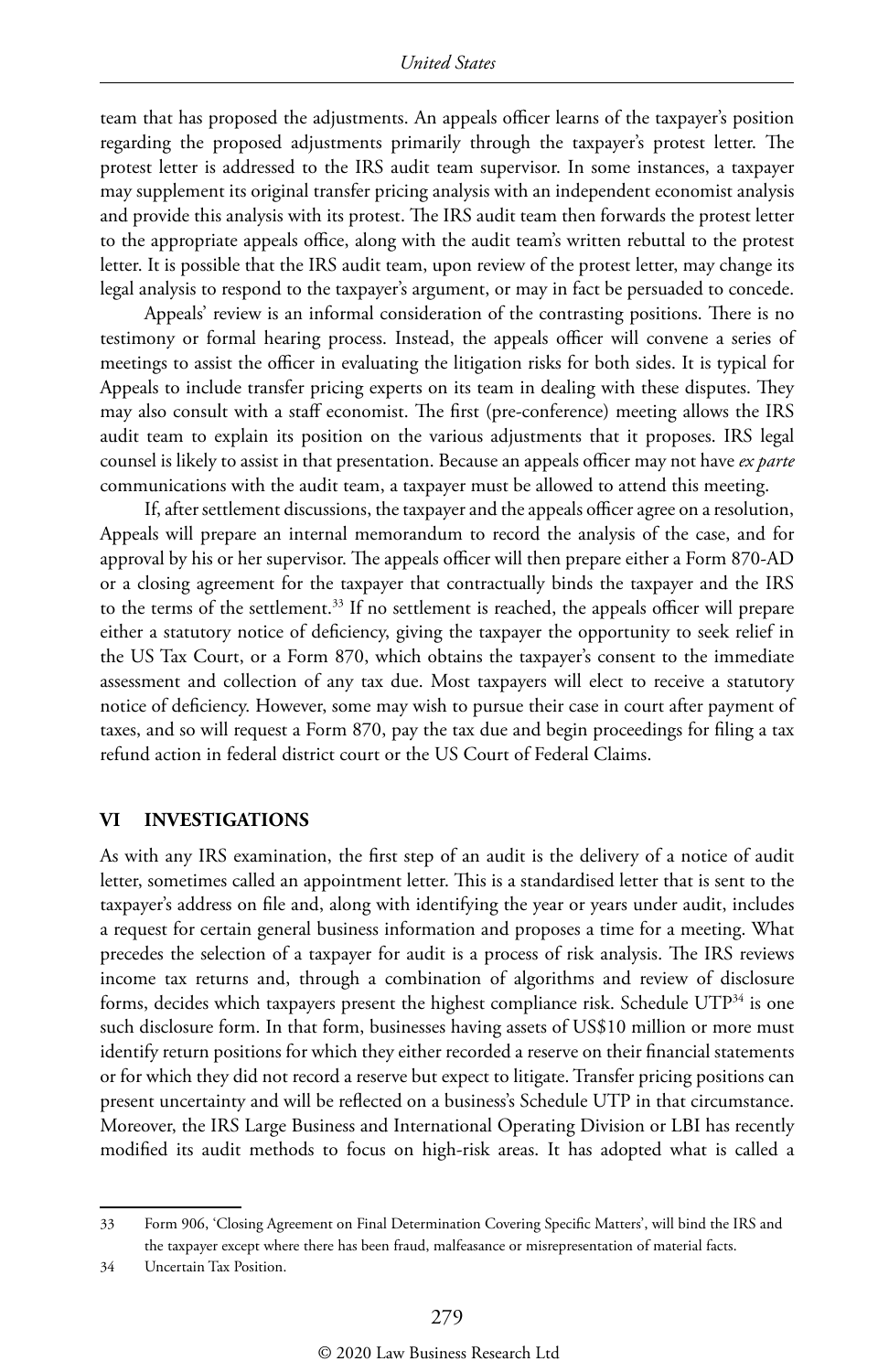team that has proposed the adjustments. An appeals officer learns of the taxpayer's position regarding the proposed adjustments primarily through the taxpayer's protest letter. The protest letter is addressed to the IRS audit team supervisor. In some instances, a taxpayer may supplement its original transfer pricing analysis with an independent economist analysis and provide this analysis with its protest. The IRS audit team then forwards the protest letter to the appropriate appeals office, along with the audit team's written rebuttal to the protest letter. It is possible that the IRS audit team, upon review of the protest letter, may change its legal analysis to respond to the taxpayer's argument, or may in fact be persuaded to concede.

Appeals' review is an informal consideration of the contrasting positions. There is no testimony or formal hearing process. Instead, the appeals officer will convene a series of meetings to assist the officer in evaluating the litigation risks for both sides. It is typical for Appeals to include transfer pricing experts on its team in dealing with these disputes. They may also consult with a staff economist. The first (pre-conference) meeting allows the IRS audit team to explain its position on the various adjustments that it proposes. IRS legal counsel is likely to assist in that presentation. Because an appeals officer may not have *ex parte* communications with the audit team, a taxpayer must be allowed to attend this meeting.

If, after settlement discussions, the taxpayer and the appeals officer agree on a resolution, Appeals will prepare an internal memorandum to record the analysis of the case, and for approval by his or her supervisor. The appeals officer will then prepare either a Form 870-AD or a closing agreement for the taxpayer that contractually binds the taxpayer and the IRS to the terms of the settlement.[33] If no settlement is reached, the appeals officer will prepare either a statutory notice of deficiency, giving the taxpayer the opportunity to seek relief in the US Tax Court, or a Form 870, which obtains the taxpayer's consent to the immediate assessment and collection of any tax due. Most taxpayers will elect to receive a statutory notice of deficiency. However, some may wish to pursue their case in court after payment of taxes, and so will request a Form 870, pay the tax due and begin proceedings for filing a tax refund action in federal district court or the US Court of Federal Claims.

## VI INVESTIGATIONS

As with any IRS examination, the first step of an audit is the delivery of a notice of audit letter, sometimes called an appointment letter. This is a standardised letter that is sent to the taxpayer's address on file and, along with identifying the year or years under audit, includes a request for certain general business information and proposes a time for a meeting. What precedes the selection of a taxpayer for audit is a process of risk analysis. The IRS reviews income tax returns and, through a combination of algorithms and review of disclosure forms, decides which taxpayers present the highest compliance risk. Schedule UTP[34] is one such disclosure form. In that form, businesses having assets of US$10 million or more must identify return positions for which they either recorded a reserve on their financial statements or for which they did not record a reserve but expect to litigate. Transfer pricing positions can present uncertainty and will be reflected on a business's Schedule UTP in that circumstance. Moreover, the IRS Large Business and International Operating Division or LBI has recently modified its audit methods to focus on high-risk areas. It has adopted what is called a

---

33 Form 906, 'Closing Agreement on Final Determination Covering Specific Matters', will bind the IRS and the taxpayer except where there has been fraud, malfeasance or misrepresentation of material facts.

34 Uncertain Tax Position.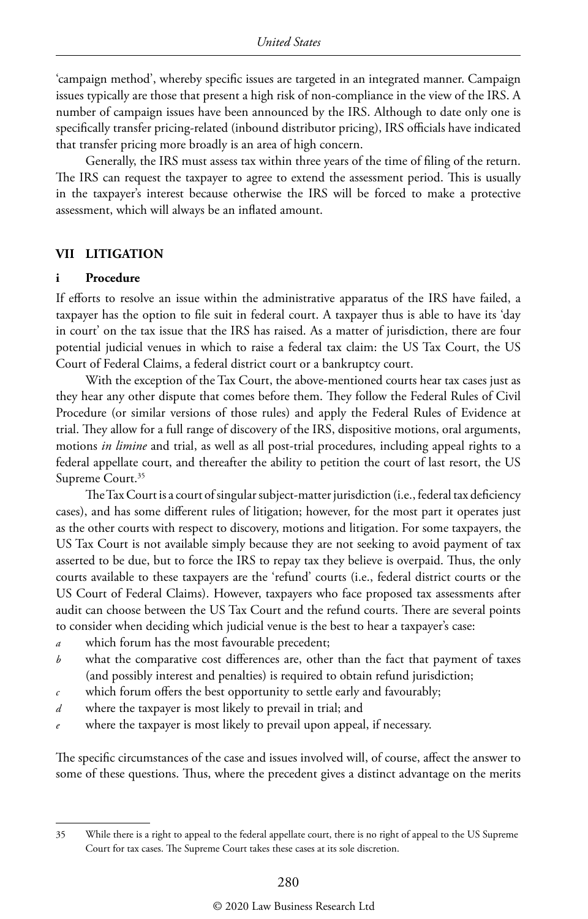'campaign method', whereby specific issues are targeted in an integrated manner. Campaign issues typically are those that present a high risk of non-compliance in the view of the IRS. A number of campaign issues have been announced by the IRS. Although to date only one is specifically transfer pricing-related (inbound distributor pricing), IRS officials have indicated that transfer pricing more broadly is an area of high concern.

Generally, the IRS must assess tax within three years of the time of filing of the return. The IRS can request the taxpayer to agree to extend the assessment period. This is usually in the taxpayer's interest because otherwise the IRS will be forced to make a protective assessment, which will always be an inflated amount.

## VII LITIGATION

### i Procedure

If efforts to resolve an issue within the administrative apparatus of the IRS have failed, a taxpayer has the option to file suit in federal court. A taxpayer thus is able to have its 'day in court' on the tax issue that the IRS has raised. As a matter of jurisdiction, there are four potential judicial venues in which to raise a federal tax claim: the US Tax Court, the US Court of Federal Claims, a federal district court or a bankruptcy court.

With the exception of the Tax Court, the above-mentioned courts hear tax cases just as they hear any other dispute that comes before them. They follow the Federal Rules of Civil Procedure (or similar versions of those rules) and apply the Federal Rules of Evidence at trial. They allow for a full range of discovery of the IRS, dispositive motions, oral arguments, motions *in limine* and trial, as well as all post-trial procedures, including appeal rights to a federal appellate court, and thereafter the ability to petition the court of last resort, the US Supreme Court.[35]

The Tax Court is a court of singular subject-matter jurisdiction (i.e., federal tax deficiency cases), and has some different rules of litigation; however, for the most part it operates just as the other courts with respect to discovery, motions and litigation. For some taxpayers, the US Tax Court is not available simply because they are not seeking to avoid payment of tax asserted to be due, but to force the IRS to repay tax they believe is overpaid. Thus, the only courts available to these taxpayers are the 'refund' courts (i.e., federal district courts or the US Court of Federal Claims). However, taxpayers who face proposed tax assessments after audit can choose between the US Tax Court and the refund courts. There are several points to consider when deciding which judicial venue is the best to hear a taxpayer's case:

- *a* which forum has the most favourable precedent;
- *b* what the comparative cost differences are, other than the fact that payment of taxes (and possibly interest and penalties) is required to obtain refund jurisdiction;
- *c* which forum offers the best opportunity to settle early and favourably;
- *d* where the taxpayer is most likely to prevail in trial; and
- *e* where the taxpayer is most likely to prevail upon appeal, if necessary.

The specific circumstances of the case and issues involved will, of course, affect the answer to some of these questions. Thus, where the precedent gives a distinct advantage on the merits

---

35 While there is a right to appeal to the federal appellate court, there is no right of appeal to the US Supreme Court for tax cases. The Supreme Court takes these cases at its sole discretion.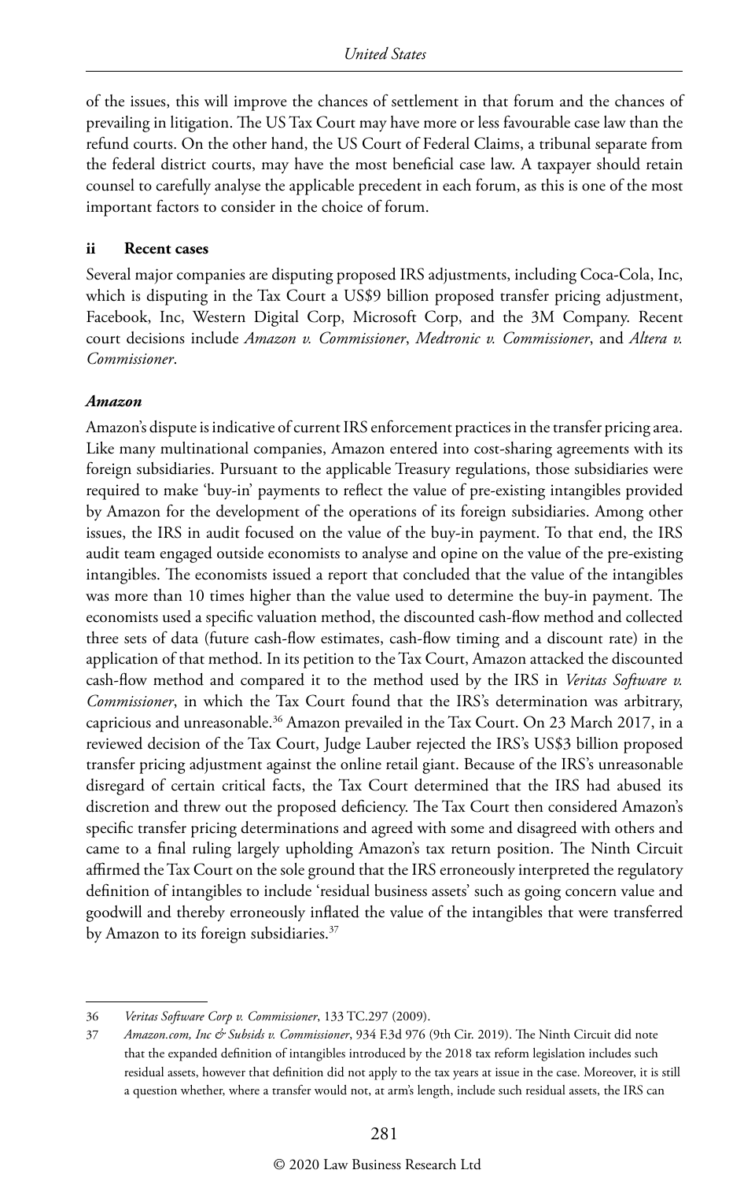of the issues, this will improve the chances of settlement in that forum and the chances of prevailing in litigation. The US Tax Court may have more or less favourable case law than the refund courts. On the other hand, the US Court of Federal Claims, a tribunal separate from the federal district courts, may have the most beneficial case law. A taxpayer should retain counsel to carefully analyse the applicable precedent in each forum, as this is one of the most important factors to consider in the choice of forum.

### ii Recent cases

Several major companies are disputing proposed IRS adjustments, including Coca-Cola, Inc, which is disputing in the Tax Court a US$9 billion proposed transfer pricing adjustment, Facebook, Inc, Western Digital Corp, Microsoft Corp, and the 3M Company. Recent court decisions include *Amazon v. Commissioner*, *Medtronic v. Commissioner*, and *Altera v. Commissioner*.

#### *Amazon*

Amazon's dispute is indicative of current IRS enforcement practices in the transfer pricing area. Like many multinational companies, Amazon entered into cost-sharing agreements with its foreign subsidiaries. Pursuant to the applicable Treasury regulations, those subsidiaries were required to make 'buy-in' payments to reflect the value of pre-existing intangibles provided by Amazon for the development of the operations of its foreign subsidiaries. Among other issues, the IRS in audit focused on the value of the buy-in payment. To that end, the IRS audit team engaged outside economists to analyse and opine on the value of the pre-existing intangibles. The economists issued a report that concluded that the value of the intangibles was more than 10 times higher than the value used to determine the buy-in payment. The economists used a specific valuation method, the discounted cash-flow method and collected three sets of data (future cash-flow estimates, cash-flow timing and a discount rate) in the application of that method. In its petition to the Tax Court, Amazon attacked the discounted cash-flow method and compared it to the method used by the IRS in *Veritas Software v. Commissioner*, in which the Tax Court found that the IRS's determination was arbitrary, capricious and unreasonable.[36] Amazon prevailed in the Tax Court. On 23 March 2017, in a reviewed decision of the Tax Court, Judge Lauber rejected the IRS's US$3 billion proposed transfer pricing adjustment against the online retail giant. Because of the IRS's unreasonable disregard of certain critical facts, the Tax Court determined that the IRS had abused its discretion and threw out the proposed deficiency. The Tax Court then considered Amazon's specific transfer pricing determinations and agreed with some and disagreed with others and came to a final ruling largely upholding Amazon's tax return position. The Ninth Circuit affirmed the Tax Court on the sole ground that the IRS erroneously interpreted the regulatory definition of intangibles to include 'residual business assets' such as going concern value and goodwill and thereby erroneously inflated the value of the intangibles that were transferred by Amazon to its foreign subsidiaries.[37]

---

36 *Veritas Software Corp v. Commissioner*, 133 TC.297 (2009).

37 *Amazon.com, Inc & Subsids v. Commissioner*, 934 F.3d 976 (9th Cir. 2019). The Ninth Circuit did note that the expanded definition of intangibles introduced by the 2018 tax reform legislation includes such residual assets, however that definition did not apply to the tax years at issue in the case. Moreover, it is still a question whether, where a transfer would not, at arm's length, include such residual assets, the IRS can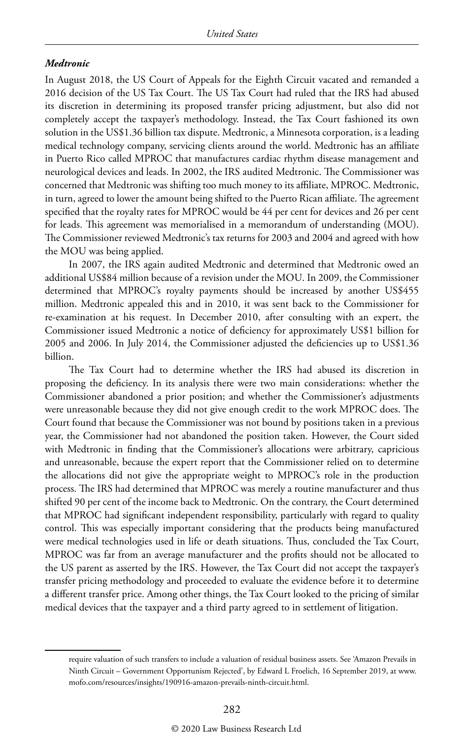### *Medtronic*

In August 2018, the US Court of Appeals for the Eighth Circuit vacated and remanded a 2016 decision of the US Tax Court. The US Tax Court had ruled that the IRS had abused its discretion in determining its proposed transfer pricing adjustment, but also did not completely accept the taxpayer's methodology. Instead, the Tax Court fashioned its own solution in the US$1.36 billion tax dispute. Medtronic, a Minnesota corporation, is a leading medical technology company, servicing clients around the world. Medtronic has an affiliate in Puerto Rico called MPROC that manufactures cardiac rhythm disease management and neurological devices and leads. In 2002, the IRS audited Medtronic. The Commissioner was concerned that Medtronic was shifting too much money to its affiliate, MPROC. Medtronic, in turn, agreed to lower the amount being shifted to the Puerto Rican affiliate. The agreement specified that the royalty rates for MPROC would be 44 per cent for devices and 26 per cent for leads. This agreement was memorialised in a memorandum of understanding (MOU). The Commissioner reviewed Medtronic's tax returns for 2003 and 2004 and agreed with how the MOU was being applied.

In 2007, the IRS again audited Medtronic and determined that Medtronic owed an additional US$84 million because of a revision under the MOU. In 2009, the Commissioner determined that MPROC's royalty payments should be increased by another US$455 million. Medtronic appealed this and in 2010, it was sent back to the Commissioner for re-examination at his request. In December 2010, after consulting with an expert, the Commissioner issued Medtronic a notice of deficiency for approximately US$1 billion for 2005 and 2006. In July 2014, the Commissioner adjusted the deficiencies up to US$1.36 billion.

The Tax Court had to determine whether the IRS had abused its discretion in proposing the deficiency. In its analysis there were two main considerations: whether the Commissioner abandoned a prior position; and whether the Commissioner's adjustments were unreasonable because they did not give enough credit to the work MPROC does. The Court found that because the Commissioner was not bound by positions taken in a previous year, the Commissioner had not abandoned the position taken. However, the Court sided with Medtronic in finding that the Commissioner's allocations were arbitrary, capricious and unreasonable, because the expert report that the Commissioner relied on to determine the allocations did not give the appropriate weight to MPROC's role in the production process. The IRS had determined that MPROC was merely a routine manufacturer and thus shifted 90 per cent of the income back to Medtronic. On the contrary, the Court determined that MPROC had significant independent responsibility, particularly with regard to quality control. This was especially important considering that the products being manufactured were medical technologies used in life or death situations. Thus, concluded the Tax Court, MPROC was far from an average manufacturer and the profits should not be allocated to the US parent as asserted by the IRS. However, the Tax Court did not accept the taxpayer's transfer pricing methodology and proceeded to evaluate the evidence before it to determine a different transfer price. Among other things, the Tax Court looked to the pricing of similar medical devices that the taxpayer and a third party agreed to in settlement of litigation.

---

require valuation of such transfers to include a valuation of residual business assets. See 'Amazon Prevails in Ninth Circuit – Government Opportunism Rejected', by Edward L Froelich, 16 September 2019, at www.mofo.com/resources/insights/190916-amazon-prevails-ninth-circuit.html.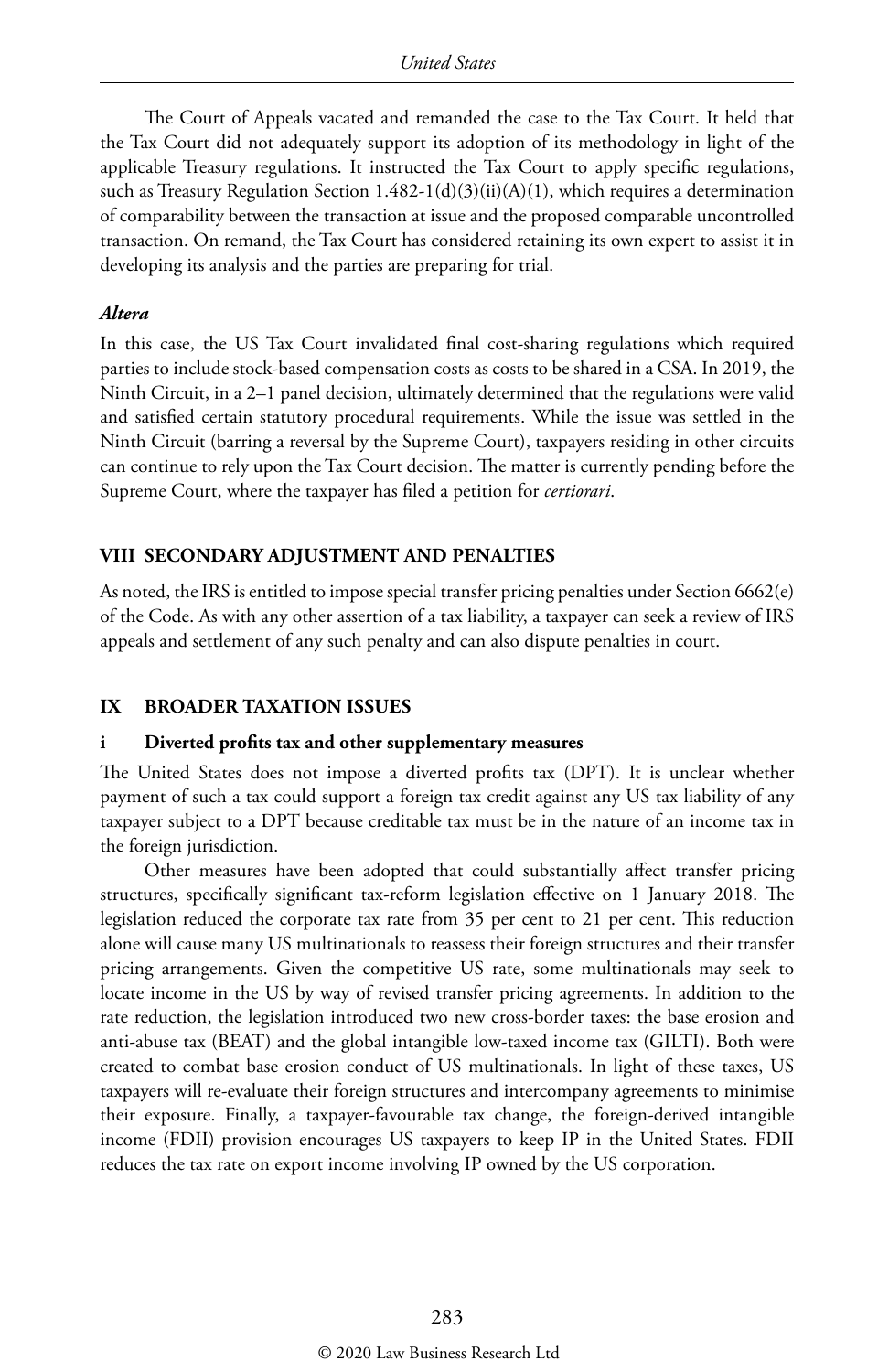The Court of Appeals vacated and remanded the case to the Tax Court. It held that the Tax Court did not adequately support its adoption of its methodology in light of the applicable Treasury regulations. It instructed the Tax Court to apply specific regulations, such as Treasury Regulation Section 1.482-1(d)(3)(ii)(A)(1), which requires a determination of comparability between the transaction at issue and the proposed comparable uncontrolled transaction. On remand, the Tax Court has considered retaining its own expert to assist it in developing its analysis and the parties are preparing for trial.

***Altera***

In this case, the US Tax Court invalidated final cost-sharing regulations which required parties to include stock-based compensation costs as costs to be shared in a CSA. In 2019, the Ninth Circuit, in a 2–1 panel decision, ultimately determined that the regulations were valid and satisfied certain statutory procedural requirements. While the issue was settled in the Ninth Circuit (barring a reversal by the Supreme Court), taxpayers residing in other circuits can continue to rely upon the Tax Court decision. The matter is currently pending before the Supreme Court, where the taxpayer has filed a petition for *certiorari*.

## VIII SECONDARY ADJUSTMENT AND PENALTIES

As noted, the IRS is entitled to impose special transfer pricing penalties under Section 6662(e) of the Code. As with any other assertion of a tax liability, a taxpayer can seek a review of IRS appeals and settlement of any such penalty and can also dispute penalties in court.

## IX BROADER TAXATION ISSUES

### i Diverted profits tax and other supplementary measures

The United States does not impose a diverted profits tax (DPT). It is unclear whether payment of such a tax could support a foreign tax credit against any US tax liability of any taxpayer subject to a DPT because creditable tax must be in the nature of an income tax in the foreign jurisdiction.

Other measures have been adopted that could substantially affect transfer pricing structures, specifically significant tax-reform legislation effective on 1 January 2018. The legislation reduced the corporate tax rate from 35 per cent to 21 per cent. This reduction alone will cause many US multinationals to reassess their foreign structures and their transfer pricing arrangements. Given the competitive US rate, some multinationals may seek to locate income in the US by way of revised transfer pricing agreements. In addition to the rate reduction, the legislation introduced two new cross-border taxes: the base erosion and anti-abuse tax (BEAT) and the global intangible low-taxed income tax (GILTI). Both were created to combat base erosion conduct of US multinationals. In light of these taxes, US taxpayers will re-evaluate their foreign structures and intercompany agreements to minimise their exposure. Finally, a taxpayer-favourable tax change, the foreign-derived intangible income (FDII) provision encourages US taxpayers to keep IP in the United States. FDII reduces the tax rate on export income involving IP owned by the US corporation.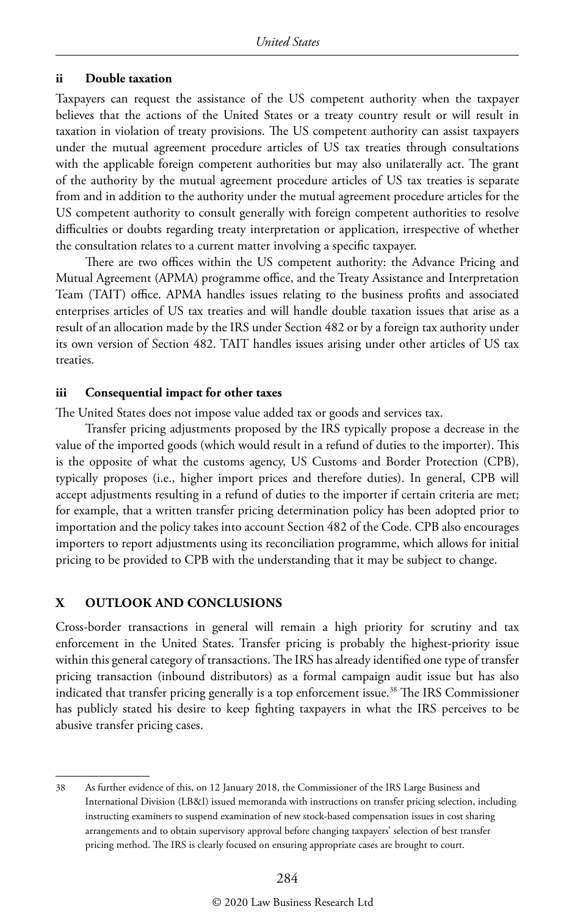### ii Double taxation

Taxpayers can request the assistance of the US competent authority when the taxpayer believes that the actions of the United States or a treaty country result or will result in taxation in violation of treaty provisions. The US competent authority can assist taxpayers under the mutual agreement procedure articles of US tax treaties through consultations with the applicable foreign competent authorities but may also unilaterally act. The grant of the authority by the mutual agreement procedure articles of US tax treaties is separate from and in addition to the authority under the mutual agreement procedure articles for the US competent authority to consult generally with foreign competent authorities to resolve difficulties or doubts regarding treaty interpretation or application, irrespective of whether the consultation relates to a current matter involving a specific taxpayer.

There are two offices within the US competent authority: the Advance Pricing and Mutual Agreement (APMA) programme office, and the Treaty Assistance and Interpretation Team (TAIT) office. APMA handles issues relating to the business profits and associated enterprises articles of US tax treaties and will handle double taxation issues that arise as a result of an allocation made by the IRS under Section 482 or by a foreign tax authority under its own version of Section 482. TAIT handles issues arising under other articles of US tax treaties.

### iii Consequential impact for other taxes

The United States does not impose value added tax or goods and services tax.

Transfer pricing adjustments proposed by the IRS typically propose a decrease in the value of the imported goods (which would result in a refund of duties to the importer). This is the opposite of what the customs agency, US Customs and Border Protection (CPB), typically proposes (i.e., higher import prices and therefore duties). In general, CPB will accept adjustments resulting in a refund of duties to the importer if certain criteria are met; for example, that a written transfer pricing determination policy has been adopted prior to importation and the policy takes into account Section 482 of the Code. CPB also encourages importers to report adjustments using its reconciliation programme, which allows for initial pricing to be provided to CPB with the understanding that it may be subject to change.

## X OUTLOOK AND CONCLUSIONS

Cross-border transactions in general will remain a high priority for scrutiny and tax enforcement in the United States. Transfer pricing is probably the highest-priority issue within this general category of transactions. The IRS has already identified one type of transfer pricing transaction (inbound distributors) as a formal campaign audit issue but has also indicated that transfer pricing generally is a top enforcement issue.[38] The IRS Commissioner has publicly stated his desire to keep fighting taxpayers in what the IRS perceives to be abusive transfer pricing cases.

---

38 As further evidence of this, on 12 January 2018, the Commissioner of the IRS Large Business and International Division (LB&I) issued memoranda with instructions on transfer pricing selection, including instructing examiners to suspend examination of new stock-based compensation issues in cost sharing arrangements and to obtain supervisory approval before changing taxpayers' selection of best transfer pricing method. The IRS is clearly focused on ensuring appropriate cases are brought to court.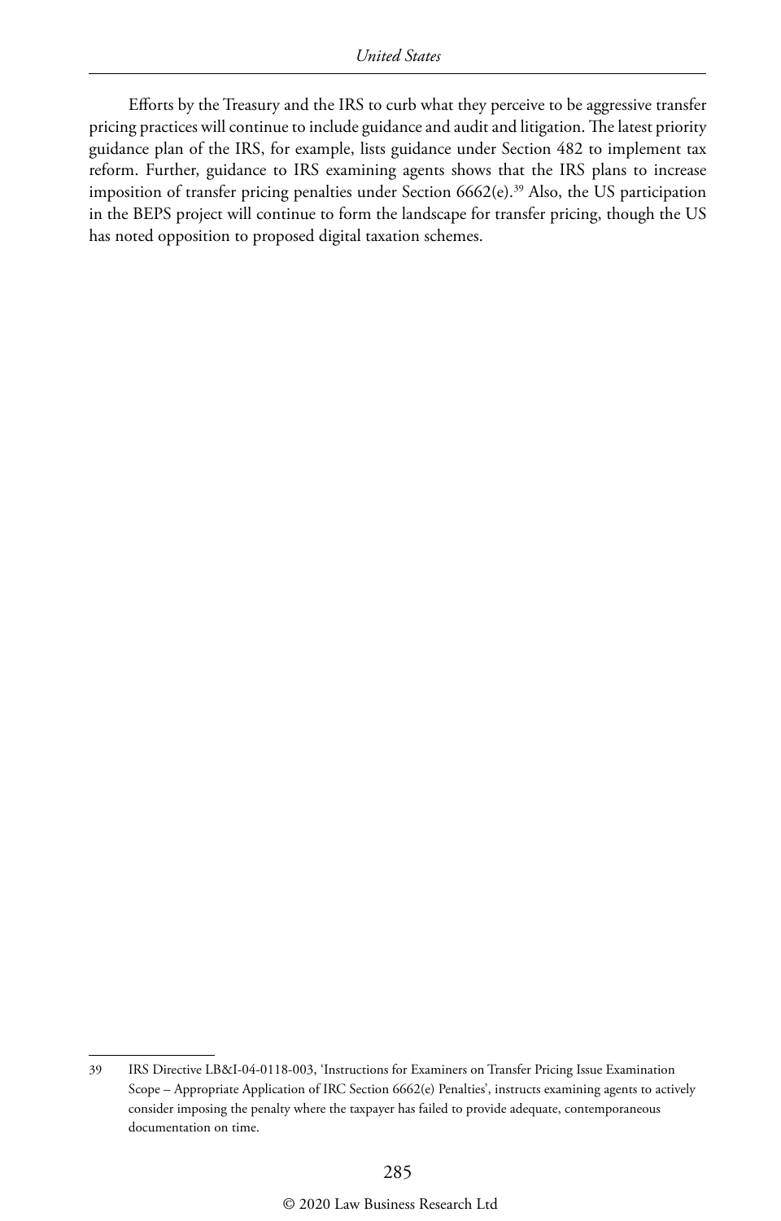Efforts by the Treasury and the IRS to curb what they perceive to be aggressive transfer pricing practices will continue to include guidance and audit and litigation. The latest priority guidance plan of the IRS, for example, lists guidance under Section 482 to implement tax reform. Further, guidance to IRS examining agents shows that the IRS plans to increase imposition of transfer pricing penalties under Section 6662(e).[39] Also, the US participation in the BEPS project will continue to form the landscape for transfer pricing, though the US has noted opposition to proposed digital taxation schemes.

---

39 IRS Directive LB&I-04-0118-003, 'Instructions for Examiners on Transfer Pricing Issue Examination Scope – Appropriate Application of IRC Section 6662(e) Penalties', instructs examining agents to actively consider imposing the penalty where the taxpayer has failed to provide adequate, contemporaneous documentation on time.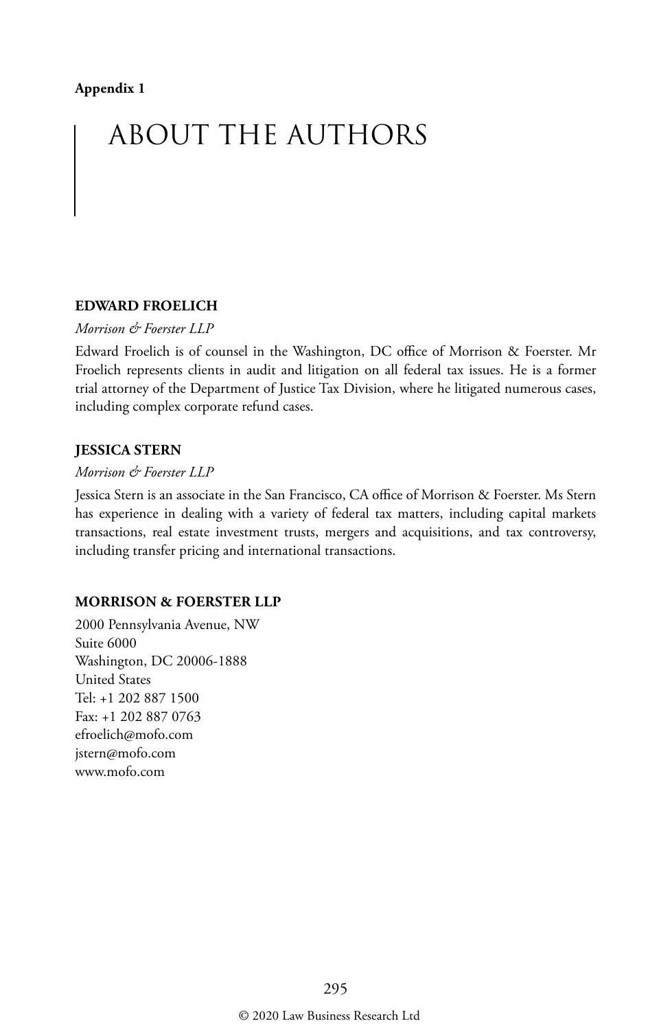**Appendix 1**

# ABOUT THE AUTHORS

**EDWARD FROELICH**

*Morrison & Foerster LLP*

Edward Froelich is of counsel in the Washington, DC office of Morrison & Foerster. Mr Froelich represents clients in audit and litigation on all federal tax issues. He is a former trial attorney of the Department of Justice Tax Division, where he litigated numerous cases, including complex corporate refund cases.

**JESSICA STERN**

*Morrison & Foerster LLP*

Jessica Stern is an associate in the San Francisco, CA office of Morrison & Foerster. Ms Stern has experience in dealing with a variety of federal tax matters, including capital markets transactions, real estate investment trusts, mergers and acquisitions, and tax controversy, including transfer pricing and international transactions.

**MORRISON & FOERSTER LLP**

2000 Pennsylvania Avenue, NW
Suite 6000
Washington, DC 20006-1888
United States
Tel: +1 202 887 1500
Fax: +1 202 887 0763
efroelich@mofo.com
jstern@mofo.com
www.mofo.com

© 2020 Law Business Research Ltd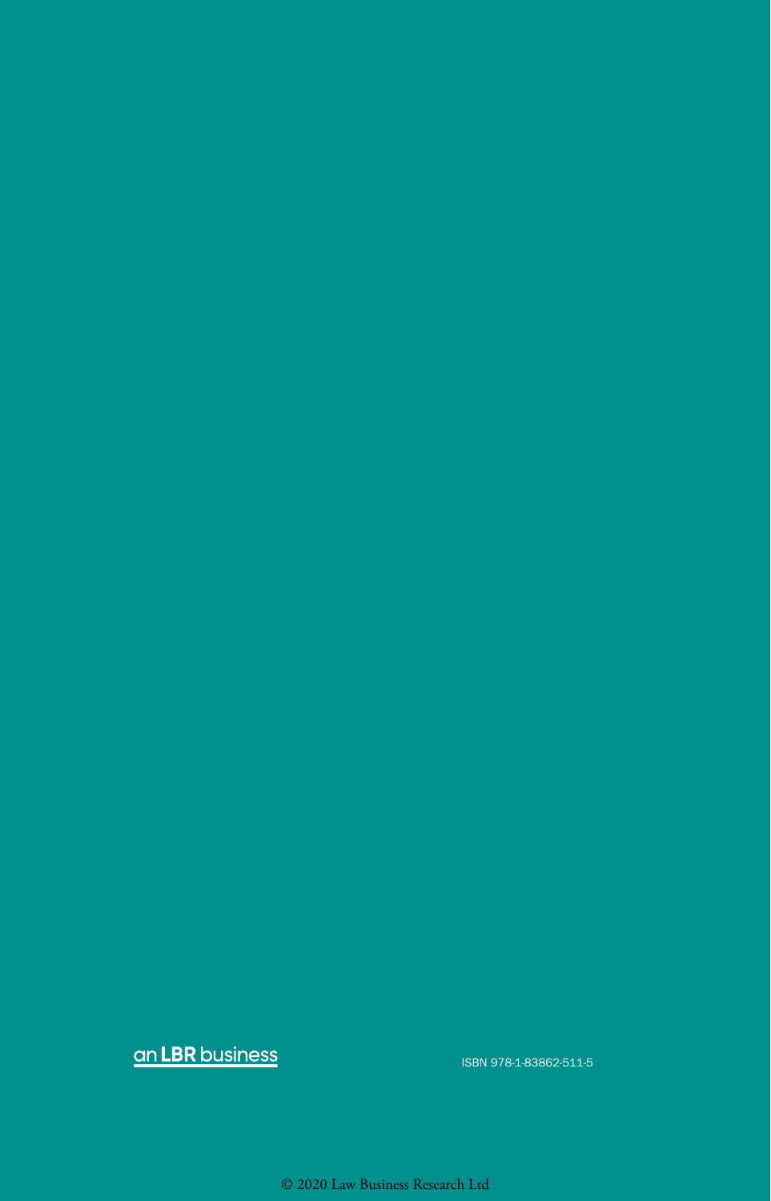an **LBR** business

ISBN 978-1-83862-511-5

© 2020 Law Business Research Ltd